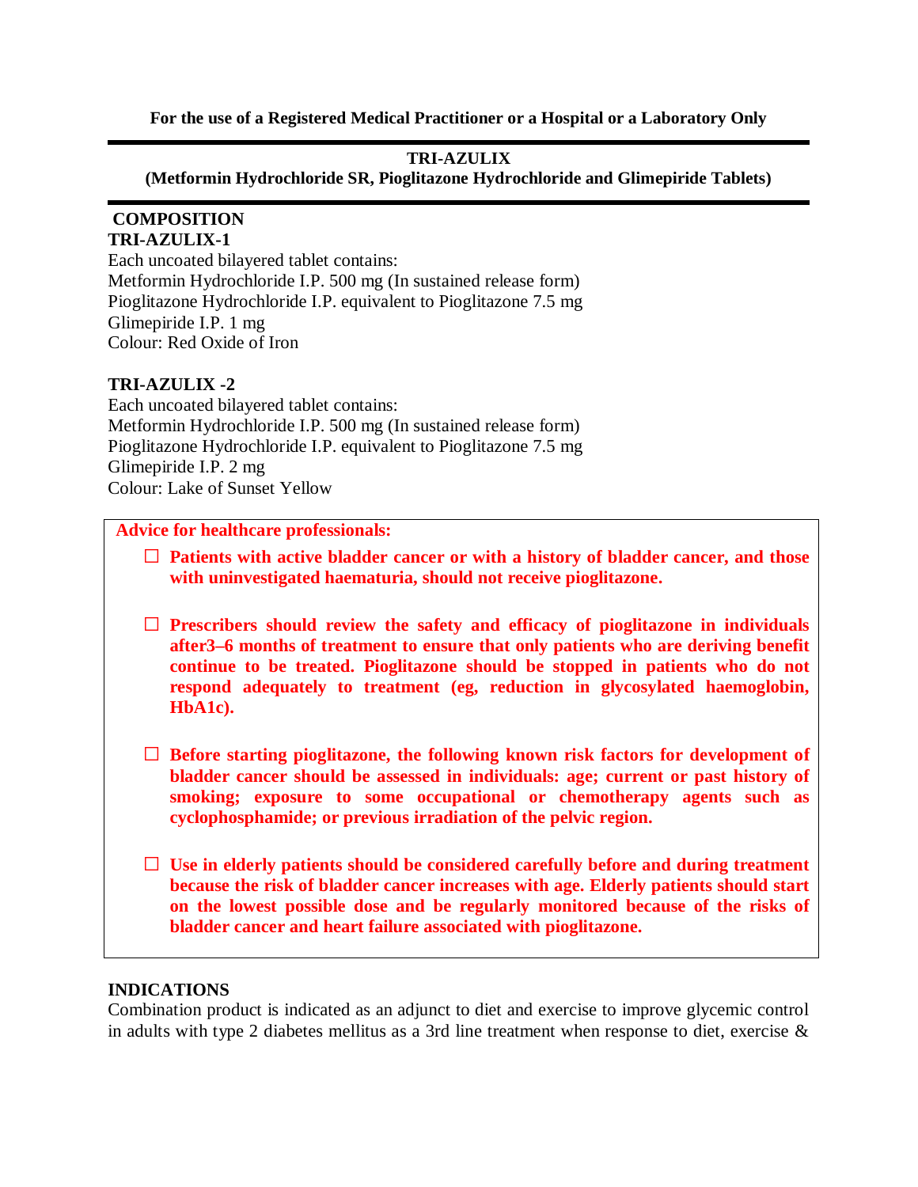**For the use of a Registered Medical Practitioner or a Hospital or a Laboratory Only**

---

# TRI-AZULIX
**(Metformin Hydrochloride SR, Pioglitazone Hydrochloride and Glimepiride Tablets)**

---

## COMPOSITION

**TRI-AZULIX-1**

Each uncoated bilayered tablet contains:
Metformin Hydrochloride I.P. 500 mg (In sustained release form)
Pioglitazone Hydrochloride I.P. equivalent to Pioglitazone 7.5 mg
Glimepiride I.P. 1 mg
Colour: Red Oxide of Iron

**TRI-AZULIX -2**

Each uncoated bilayered tablet contains:
Metformin Hydrochloride I.P. 500 mg (In sustained release form)
Pioglitazone Hydrochloride I.P. equivalent to Pioglitazone 7.5 mg
Glimepiride I.P. 2 mg
Colour: Lake of Sunset Yellow

**Advice for healthcare professionals:**

- **Patients with active bladder cancer or with a history of bladder cancer, and those with uninvestigated haematuria, should not receive pioglitazone.**
- **Prescribers should review the safety and efficacy of pioglitazone in individuals after3–6 months of treatment to ensure that only patients who are deriving benefit continue to be treated. Pioglitazone should be stopped in patients who do not respond adequately to treatment (eg, reduction in glycosylated haemoglobin, HbA1c).**
- **Before starting pioglitazone, the following known risk factors for development of bladder cancer should be assessed in individuals: age; current or past history of smoking; exposure to some occupational or chemotherapy agents such as cyclophosphamide; or previous irradiation of the pelvic region.**
- **Use in elderly patients should be considered carefully before and during treatment because the risk of bladder cancer increases with age. Elderly patients should start on the lowest possible dose and be regularly monitored because of the risks of bladder cancer and heart failure associated with pioglitazone.**

## INDICATIONS

Combination product is indicated as an adjunct to diet and exercise to improve glycemic control in adults with type 2 diabetes mellitus as a 3rd line treatment when response to diet, exercise &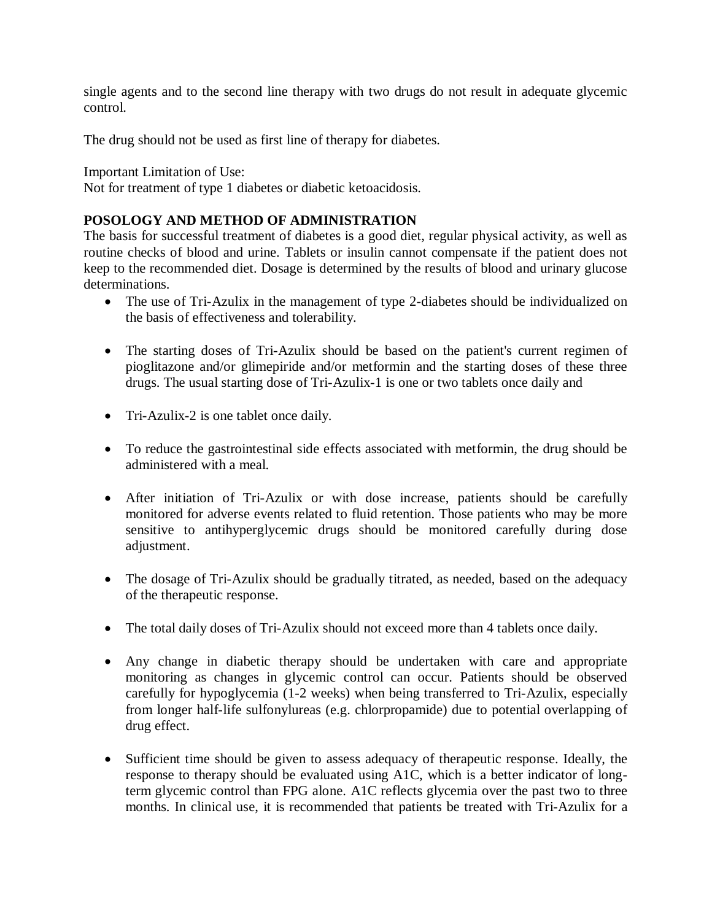single agents and to the second line therapy with two drugs do not result in adequate glycemic control.

The drug should not be used as first line of therapy for diabetes.

Important Limitation of Use:
Not for treatment of type 1 diabetes or diabetic ketoacidosis.

## POSOLOGY AND METHOD OF ADMINISTRATION

The basis for successful treatment of diabetes is a good diet, regular physical activity, as well as routine checks of blood and urine. Tablets or insulin cannot compensate if the patient does not keep to the recommended diet. Dosage is determined by the results of blood and urinary glucose determinations.

- The use of Tri-Azulix in the management of type 2-diabetes should be individualized on the basis of effectiveness and tolerability.

- The starting doses of Tri-Azulix should be based on the patient's current regimen of pioglitazone and/or glimepiride and/or metformin and the starting doses of these three drugs. The usual starting dose of Tri-Azulix-1 is one or two tablets once daily and

- Tri-Azulix-2 is one tablet once daily.

- To reduce the gastrointestinal side effects associated with metformin, the drug should be administered with a meal.

- After initiation of Tri-Azulix or with dose increase, patients should be carefully monitored for adverse events related to fluid retention. Those patients who may be more sensitive to antihyperglycemic drugs should be monitored carefully during dose adjustment.

- The dosage of Tri-Azulix should be gradually titrated, as needed, based on the adequacy of the therapeutic response.

- The total daily doses of Tri-Azulix should not exceed more than 4 tablets once daily.

- Any change in diabetic therapy should be undertaken with care and appropriate monitoring as changes in glycemic control can occur. Patients should be observed carefully for hypoglycemia (1-2 weeks) when being transferred to Tri-Azulix, especially from longer half-life sulfonylureas (e.g. chlorpropamide) due to potential overlapping of drug effect.

- Sufficient time should be given to assess adequacy of therapeutic response. Ideally, the response to therapy should be evaluated using A1C, which is a better indicator of long-term glycemic control than FPG alone. A1C reflects glycemia over the past two to three months. In clinical use, it is recommended that patients be treated with Tri-Azulix for a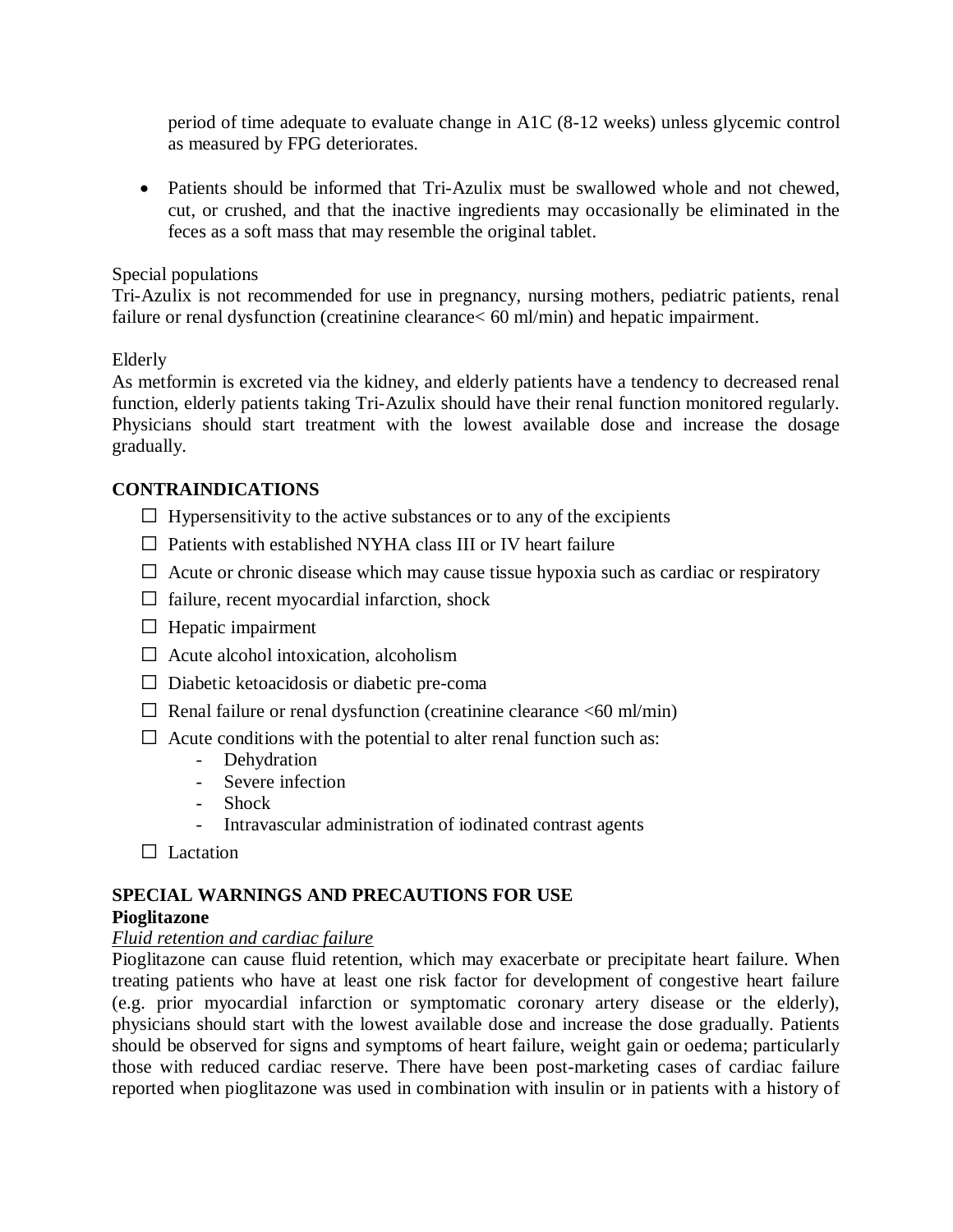period of time adequate to evaluate change in A1C (8-12 weeks) unless glycemic control as measured by FPG deteriorates.

- Patients should be informed that Tri-Azulix must be swallowed whole and not chewed, cut, or crushed, and that the inactive ingredients may occasionally be eliminated in the feces as a soft mass that may resemble the original tablet.

Special populations

Tri-Azulix is not recommended for use in pregnancy, nursing mothers, pediatric patients, renal failure or renal dysfunction (creatinine clearance< 60 ml/min) and hepatic impairment.

Elderly

As metformin is excreted via the kidney, and elderly patients have a tendency to decreased renal function, elderly patients taking Tri-Azulix should have their renal function monitored regularly. Physicians should start treatment with the lowest available dose and increase the dosage gradually.

## CONTRAINDICATIONS

- ☐ Hypersensitivity to the active substances or to any of the excipients
- ☐ Patients with established NYHA class III or IV heart failure
- ☐ Acute or chronic disease which may cause tissue hypoxia such as cardiac or respiratory
- ☐ failure, recent myocardial infarction, shock
- ☐ Hepatic impairment
- ☐ Acute alcohol intoxication, alcoholism
- ☐ Diabetic ketoacidosis or diabetic pre-coma
- ☐ Renal failure or renal dysfunction (creatinine clearance <60 ml/min)
- ☐ Acute conditions with the potential to alter renal function such as:
    - Dehydration
    - Severe infection
    - Shock
    - Intravascular administration of iodinated contrast agents
- ☐ Lactation

## SPECIAL WARNINGS AND PRECAUTIONS FOR USE

**Pioglitazone**

*Fluid retention and cardiac failure*

Pioglitazone can cause fluid retention, which may exacerbate or precipitate heart failure. When treating patients who have at least one risk factor for development of congestive heart failure (e.g. prior myocardial infarction or symptomatic coronary artery disease or the elderly), physicians should start with the lowest available dose and increase the dose gradually. Patients should be observed for signs and symptoms of heart failure, weight gain or oedema; particularly those with reduced cardiac reserve. There have been post-marketing cases of cardiac failure reported when pioglitazone was used in combination with insulin or in patients with a history of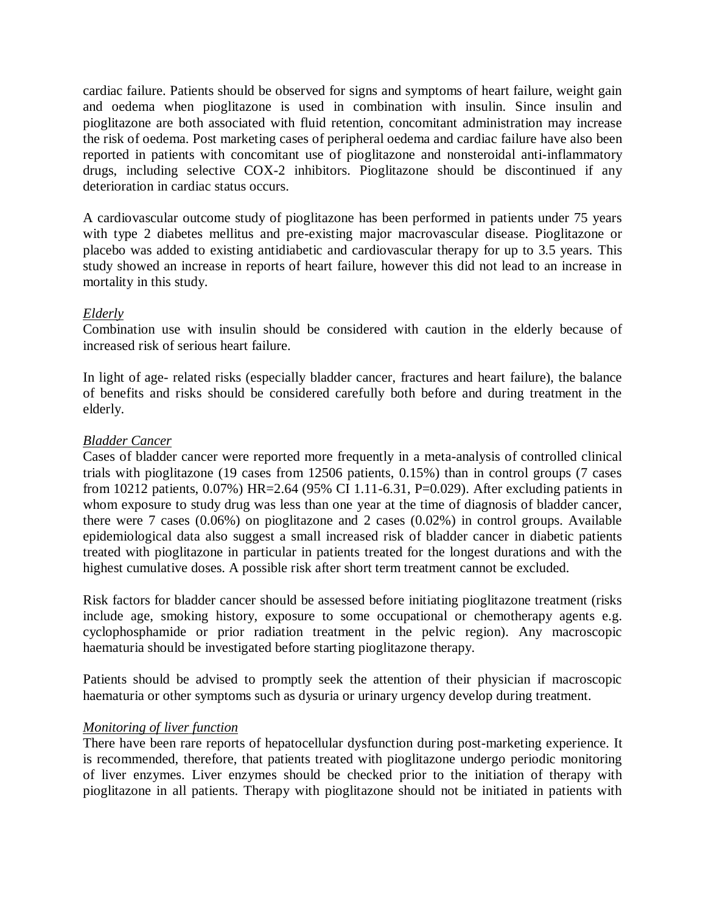cardiac failure. Patients should be observed for signs and symptoms of heart failure, weight gain and oedema when pioglitazone is used in combination with insulin. Since insulin and pioglitazone are both associated with fluid retention, concomitant administration may increase the risk of oedema. Post marketing cases of peripheral oedema and cardiac failure have also been reported in patients with concomitant use of pioglitazone and nonsteroidal anti-inflammatory drugs, including selective COX-2 inhibitors. Pioglitazone should be discontinued if any deterioration in cardiac status occurs.

A cardiovascular outcome study of pioglitazone has been performed in patients under 75 years with type 2 diabetes mellitus and pre-existing major macrovascular disease. Pioglitazone or placebo was added to existing antidiabetic and cardiovascular therapy for up to 3.5 years. This study showed an increase in reports of heart failure, however this did not lead to an increase in mortality in this study.

*Elderly*

Combination use with insulin should be considered with caution in the elderly because of increased risk of serious heart failure.

In light of age- related risks (especially bladder cancer, fractures and heart failure), the balance of benefits and risks should be considered carefully both before and during treatment in the elderly.

*Bladder Cancer*

Cases of bladder cancer were reported more frequently in a meta-analysis of controlled clinical trials with pioglitazone (19 cases from 12506 patients, 0.15%) than in control groups (7 cases from 10212 patients, 0.07%) HR=2.64 (95% CI 1.11-6.31, P=0.029). After excluding patients in whom exposure to study drug was less than one year at the time of diagnosis of bladder cancer, there were 7 cases (0.06%) on pioglitazone and 2 cases (0.02%) in control groups. Available epidemiological data also suggest a small increased risk of bladder cancer in diabetic patients treated with pioglitazone in particular in patients treated for the longest durations and with the highest cumulative doses. A possible risk after short term treatment cannot be excluded.

Risk factors for bladder cancer should be assessed before initiating pioglitazone treatment (risks include age, smoking history, exposure to some occupational or chemotherapy agents e.g. cyclophosphamide or prior radiation treatment in the pelvic region). Any macroscopic haematuria should be investigated before starting pioglitazone therapy.

Patients should be advised to promptly seek the attention of their physician if macroscopic haematuria or other symptoms such as dysuria or urinary urgency develop during treatment.

*Monitoring of liver function*

There have been rare reports of hepatocellular dysfunction during post-marketing experience. It is recommended, therefore, that patients treated with pioglitazone undergo periodic monitoring of liver enzymes. Liver enzymes should be checked prior to the initiation of therapy with pioglitazone in all patients. Therapy with pioglitazone should not be initiated in patients with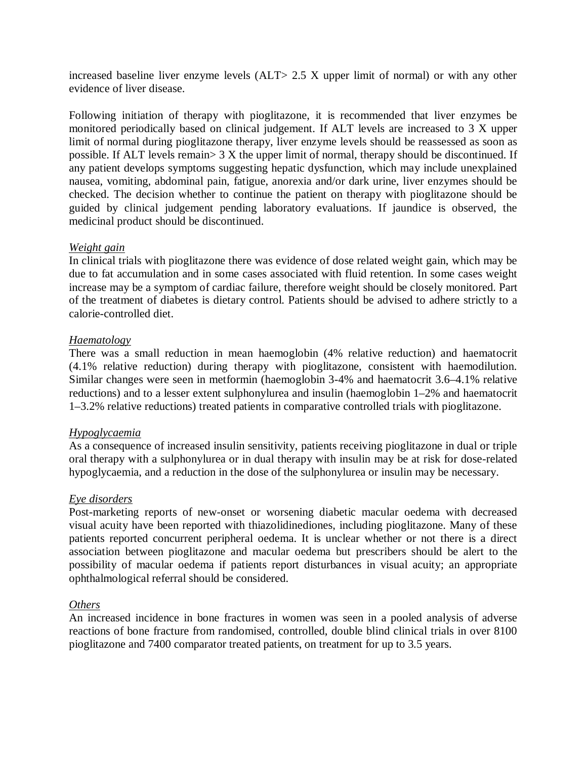increased baseline liver enzyme levels (ALT> 2.5 X upper limit of normal) or with any other evidence of liver disease.

Following initiation of therapy with pioglitazone, it is recommended that liver enzymes be monitored periodically based on clinical judgement. If ALT levels are increased to 3 X upper limit of normal during pioglitazone therapy, liver enzyme levels should be reassessed as soon as possible. If ALT levels remain> 3 X the upper limit of normal, therapy should be discontinued. If any patient develops symptoms suggesting hepatic dysfunction, which may include unexplained nausea, vomiting, abdominal pain, fatigue, anorexia and/or dark urine, liver enzymes should be checked. The decision whether to continue the patient on therapy with pioglitazone should be guided by clinical judgement pending laboratory evaluations. If jaundice is observed, the medicinal product should be discontinued.

*Weight gain*

In clinical trials with pioglitazone there was evidence of dose related weight gain, which may be due to fat accumulation and in some cases associated with fluid retention. In some cases weight increase may be a symptom of cardiac failure, therefore weight should be closely monitored. Part of the treatment of diabetes is dietary control. Patients should be advised to adhere strictly to a calorie-controlled diet.

*Haematology*

There was a small reduction in mean haemoglobin (4% relative reduction) and haematocrit (4.1% relative reduction) during therapy with pioglitazone, consistent with haemodilution. Similar changes were seen in metformin (haemoglobin 3-4% and haematocrit 3.6–4.1% relative reductions) and to a lesser extent sulphonylurea and insulin (haemoglobin 1–2% and haematocrit 1–3.2% relative reductions) treated patients in comparative controlled trials with pioglitazone.

*Hypoglycaemia*

As a consequence of increased insulin sensitivity, patients receiving pioglitazone in dual or triple oral therapy with a sulphonylurea or in dual therapy with insulin may be at risk for dose-related hypoglycaemia, and a reduction in the dose of the sulphonylurea or insulin may be necessary.

*Eye disorders*

Post-marketing reports of new-onset or worsening diabetic macular oedema with decreased visual acuity have been reported with thiazolidinediones, including pioglitazone. Many of these patients reported concurrent peripheral oedema. It is unclear whether or not there is a direct association between pioglitazone and macular oedema but prescribers should be alert to the possibility of macular oedema if patients report disturbances in visual acuity; an appropriate ophthalmological referral should be considered.

*Others*

An increased incidence in bone fractures in women was seen in a pooled analysis of adverse reactions of bone fracture from randomised, controlled, double blind clinical trials in over 8100 pioglitazone and 7400 comparator treated patients, on treatment for up to 3.5 years.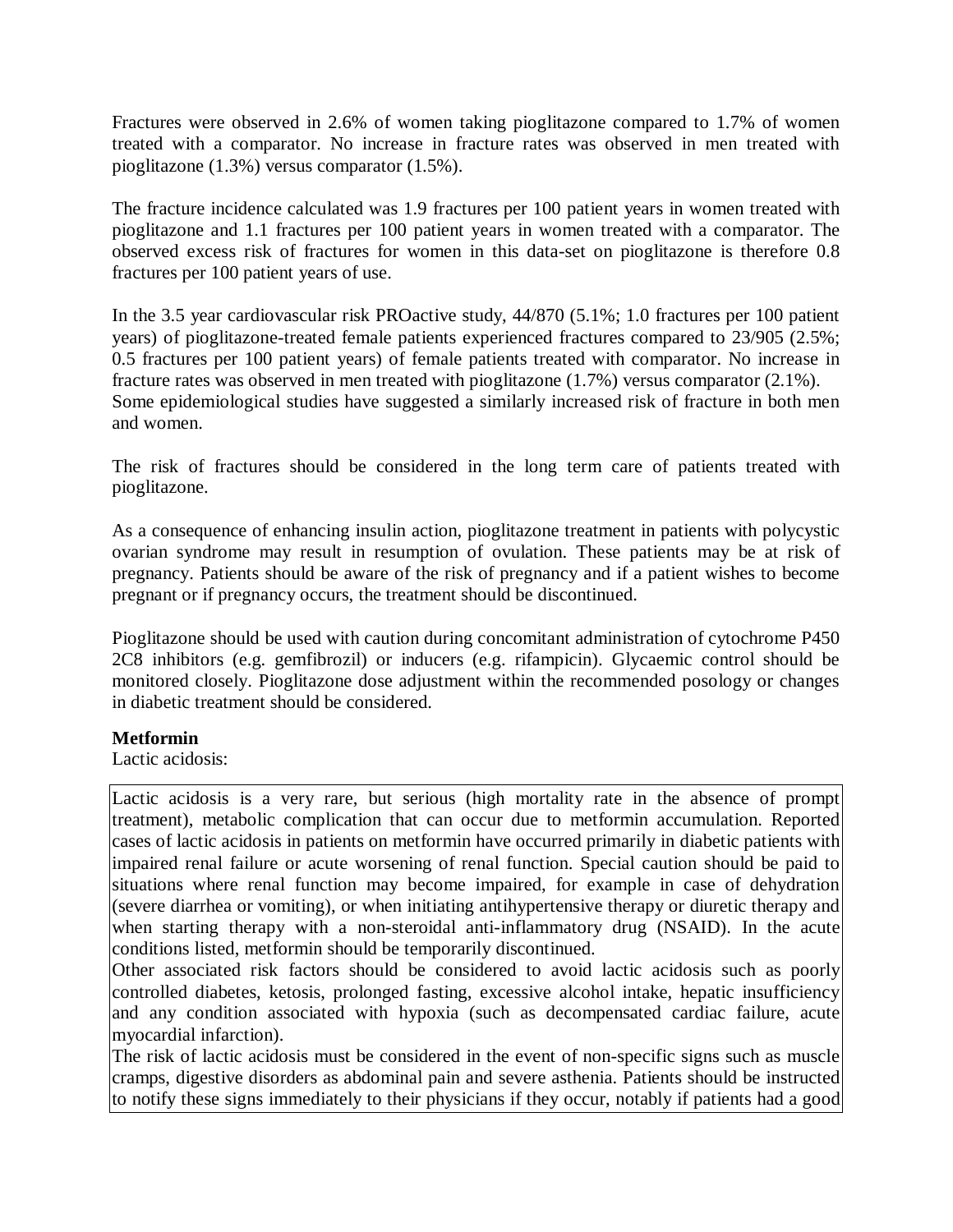Fractures were observed in 2.6% of women taking pioglitazone compared to 1.7% of women treated with a comparator. No increase in fracture rates was observed in men treated with pioglitazone (1.3%) versus comparator (1.5%).

The fracture incidence calculated was 1.9 fractures per 100 patient years in women treated with pioglitazone and 1.1 fractures per 100 patient years in women treated with a comparator. The observed excess risk of fractures for women in this data-set on pioglitazone is therefore 0.8 fractures per 100 patient years of use.

In the 3.5 year cardiovascular risk PROactive study, 44/870 (5.1%; 1.0 fractures per 100 patient years) of pioglitazone-treated female patients experienced fractures compared to 23/905 (2.5%; 0.5 fractures per 100 patient years) of female patients treated with comparator. No increase in fracture rates was observed in men treated with pioglitazone (1.7%) versus comparator (2.1%).
Some epidemiological studies have suggested a similarly increased risk of fracture in both men and women.

The risk of fractures should be considered in the long term care of patients treated with pioglitazone.

As a consequence of enhancing insulin action, pioglitazone treatment in patients with polycystic ovarian syndrome may result in resumption of ovulation. These patients may be at risk of pregnancy. Patients should be aware of the risk of pregnancy and if a patient wishes to become pregnant or if pregnancy occurs, the treatment should be discontinued.

Pioglitazone should be used with caution during concomitant administration of cytochrome P450 2C8 inhibitors (e.g. gemfibrozil) or inducers (e.g. rifampicin). Glycaemic control should be monitored closely. Pioglitazone dose adjustment within the recommended posology or changes in diabetic treatment should be considered.

**Metformin**
Lactic acidosis:

Lactic acidosis is a very rare, but serious (high mortality rate in the absence of prompt treatment), metabolic complication that can occur due to metformin accumulation. Reported cases of lactic acidosis in patients on metformin have occurred primarily in diabetic patients with impaired renal failure or acute worsening of renal function. Special caution should be paid to situations where renal function may become impaired, for example in case of dehydration (severe diarrhea or vomiting), or when initiating antihypertensive therapy or diuretic therapy and when starting therapy with a non-steroidal anti-inflammatory drug (NSAID). In the acute conditions listed, metformin should be temporarily discontinued.
Other associated risk factors should be considered to avoid lactic acidosis such as poorly controlled diabetes, ketosis, prolonged fasting, excessive alcohol intake, hepatic insufficiency and any condition associated with hypoxia (such as decompensated cardiac failure, acute myocardial infarction).
The risk of lactic acidosis must be considered in the event of non-specific signs such as muscle cramps, digestive disorders as abdominal pain and severe asthenia. Patients should be instructed to notify these signs immediately to their physicians if they occur, notably if patients had a good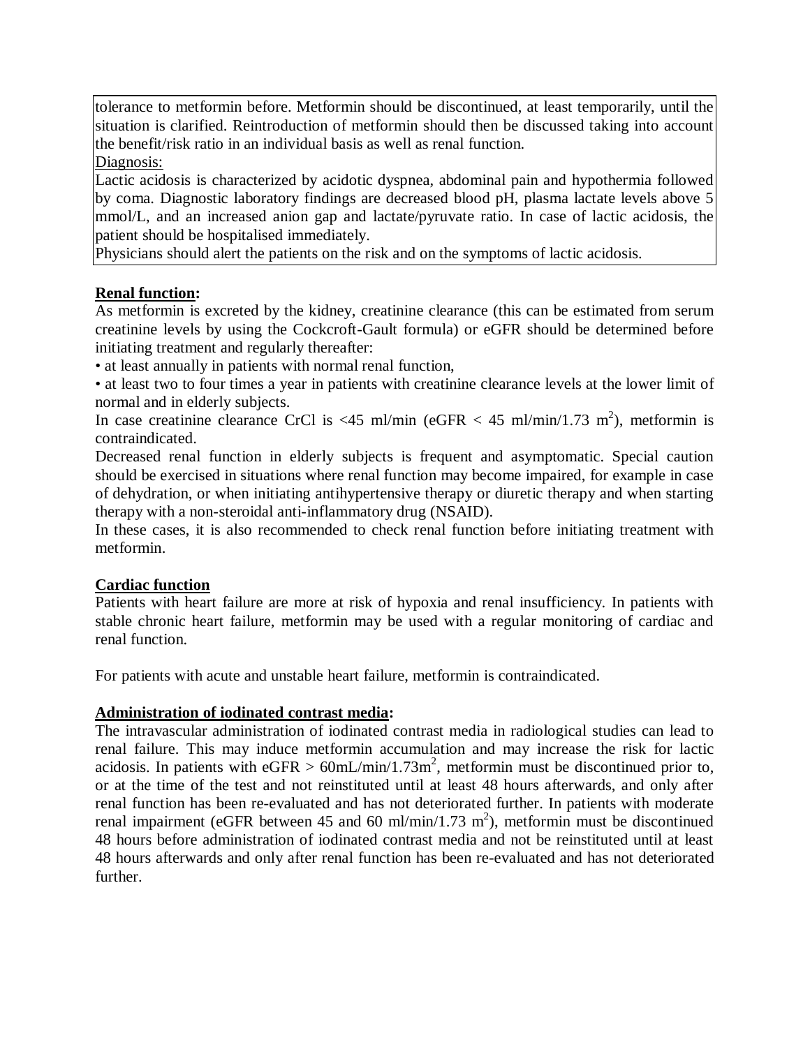tolerance to metformin before. Metformin should be discontinued, at least temporarily, until the situation is clarified. Reintroduction of metformin should then be discussed taking into account the benefit/risk ratio in an individual basis as well as renal function.

Diagnosis:

Lactic acidosis is characterized by acidotic dyspnea, abdominal pain and hypothermia followed by coma. Diagnostic laboratory findings are decreased blood pH, plasma lactate levels above 5 mmol/L, and an increased anion gap and lactate/pyruvate ratio. In case of lactic acidosis, the patient should be hospitalised immediately.

Physicians should alert the patients on the risk and on the symptoms of lactic acidosis.

**Renal function:**

As metformin is excreted by the kidney, creatinine clearance (this can be estimated from serum creatinine levels by using the Cockcroft-Gault formula) or eGFR should be determined before initiating treatment and regularly thereafter:

- at least annually in patients with normal renal function,
- at least two to four times a year in patients with creatinine clearance levels at the lower limit of normal and in elderly subjects.

In case creatinine clearance CrCl is <45 ml/min (eGFR < 45 ml/min/1.73 $m^2$), metformin is contraindicated.

Decreased renal function in elderly subjects is frequent and asymptomatic. Special caution should be exercised in situations where renal function may become impaired, for example in case of dehydration, or when initiating antihypertensive therapy or diuretic therapy and when starting therapy with a non-steroidal anti-inflammatory drug (NSAID).

In these cases, it is also recommended to check renal function before initiating treatment with metformin.

**Cardiac function**

Patients with heart failure are more at risk of hypoxia and renal insufficiency. In patients with stable chronic heart failure, metformin may be used with a regular monitoring of cardiac and renal function.

For patients with acute and unstable heart failure, metformin is contraindicated.

**Administration of iodinated contrast media:**

The intravascular administration of iodinated contrast media in radiological studies can lead to renal failure. This may induce metformin accumulation and may increase the risk for lactic acidosis. In patients with eGFR > 60mL/min/1.73$m^2$, metformin must be discontinued prior to, or at the time of the test and not reinstituted until at least 48 hours afterwards, and only after renal function has been re-evaluated and has not deteriorated further. In patients with moderate renal impairment (eGFR between 45 and 60 ml/min/1.73 $m^2$), metformin must be discontinued 48 hours before administration of iodinated contrast media and not be reinstituted until at least 48 hours afterwards and only after renal function has been re-evaluated and has not deteriorated further.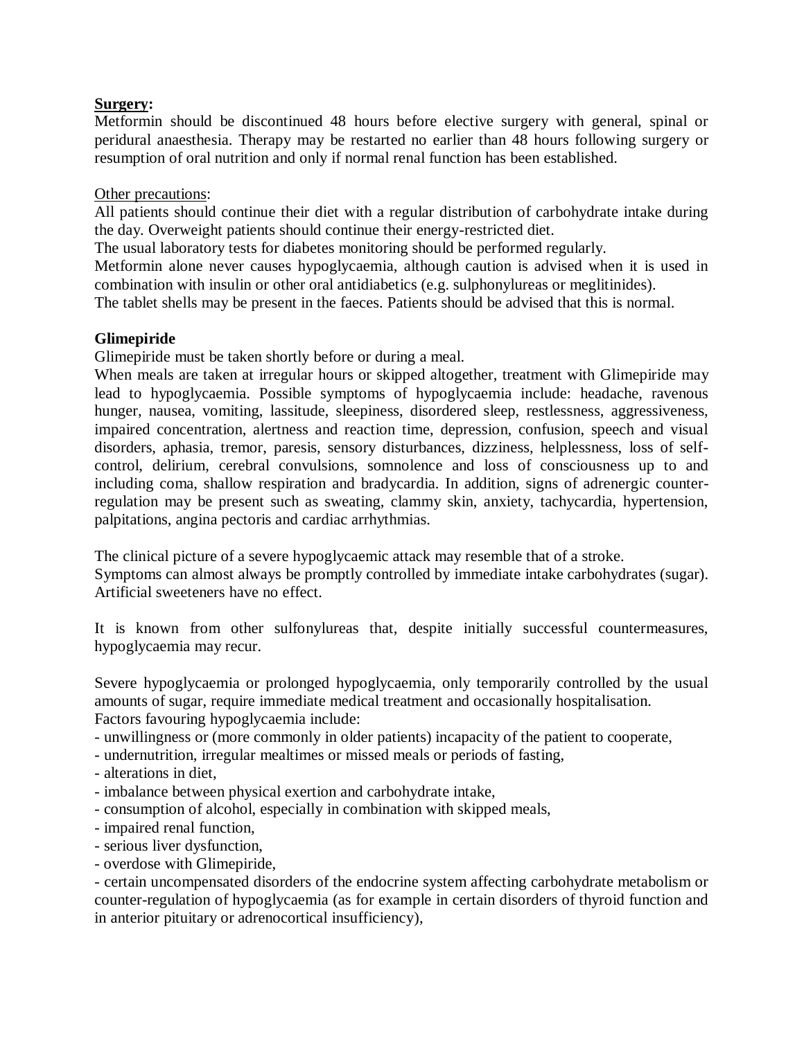**Surgery:**
Metformin should be discontinued 48 hours before elective surgery with general, spinal or peridural anaesthesia. Therapy may be restarted no earlier than 48 hours following surgery or resumption of oral nutrition and only if normal renal function has been established.

Other precautions:
All patients should continue their diet with a regular distribution of carbohydrate intake during the day. Overweight patients should continue their energy-restricted diet.
The usual laboratory tests for diabetes monitoring should be performed regularly.
Metformin alone never causes hypoglycaemia, although caution is advised when it is used in combination with insulin or other oral antidiabetics (e.g. sulphonylureas or meglitinides).
The tablet shells may be present in the faeces. Patients should be advised that this is normal.

**Glimepiride**
Glimepiride must be taken shortly before or during a meal.
When meals are taken at irregular hours or skipped altogether, treatment with Glimepiride may lead to hypoglycaemia. Possible symptoms of hypoglycaemia include: headache, ravenous hunger, nausea, vomiting, lassitude, sleepiness, disordered sleep, restlessness, aggressiveness, impaired concentration, alertness and reaction time, depression, confusion, speech and visual disorders, aphasia, tremor, paresis, sensory disturbances, dizziness, helplessness, loss of self-control, delirium, cerebral convulsions, somnolence and loss of consciousness up to and including coma, shallow respiration and bradycardia. In addition, signs of adrenergic counter-regulation may be present such as sweating, clammy skin, anxiety, tachycardia, hypertension, palpitations, angina pectoris and cardiac arrhythmias.

The clinical picture of a severe hypoglycaemic attack may resemble that of a stroke.
Symptoms can almost always be promptly controlled by immediate intake carbohydrates (sugar). Artificial sweeteners have no effect.

It is known from other sulfonylureas that, despite initially successful countermeasures, hypoglycaemia may recur.

Severe hypoglycaemia or prolonged hypoglycaemia, only temporarily controlled by the usual amounts of sugar, require immediate medical treatment and occasionally hospitalisation.
Factors favouring hypoglycaemia include:
- unwillingness or (more commonly in older patients) incapacity of the patient to cooperate,
- undernutrition, irregular mealtimes or missed meals or periods of fasting,
- alterations in diet,
- imbalance between physical exertion and carbohydrate intake,
- consumption of alcohol, especially in combination with skipped meals,
- impaired renal function,
- serious liver dysfunction,
- overdose with Glimepiride,
- certain uncompensated disorders of the endocrine system affecting carbohydrate metabolism or counter-regulation of hypoglycaemia (as for example in certain disorders of thyroid function and in anterior pituitary or adrenocortical insufficiency),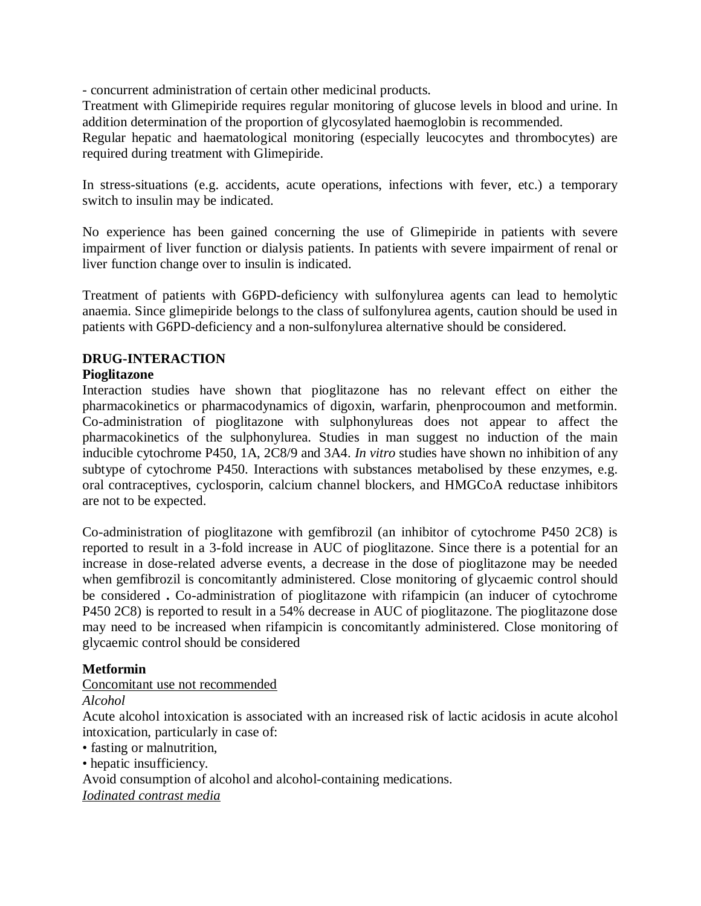- concurrent administration of certain other medicinal products.

Treatment with Glimepiride requires regular monitoring of glucose levels in blood and urine. In addition determination of the proportion of glycosylated haemoglobin is recommended.

Regular hepatic and haematological monitoring (especially leucocytes and thrombocytes) are required during treatment with Glimepiride.

In stress-situations (e.g. accidents, acute operations, infections with fever, etc.) a temporary switch to insulin may be indicated.

No experience has been gained concerning the use of Glimepiride in patients with severe impairment of liver function or dialysis patients. In patients with severe impairment of renal or liver function change over to insulin is indicated.

Treatment of patients with G6PD-deficiency with sulfonylurea agents can lead to hemolytic anaemia. Since glimepiride belongs to the class of sulfonylurea agents, caution should be used in patients with G6PD-deficiency and a non-sulfonylurea alternative should be considered.

**DRUG-INTERACTION**

**Pioglitazone**

Interaction studies have shown that pioglitazone has no relevant effect on either the pharmacokinetics or pharmacodynamics of digoxin, warfarin, phenprocoumon and metformin. Co-administration of pioglitazone with sulphonylureas does not appear to affect the pharmacokinetics of the sulphonylurea. Studies in man suggest no induction of the main inducible cytochrome P450, 1A, 2C8/9 and 3A4. *In vitro* studies have shown no inhibition of any subtype of cytochrome P450. Interactions with substances metabolised by these enzymes, e.g. oral contraceptives, cyclosporin, calcium channel blockers, and HMGCoA reductase inhibitors are not to be expected.

Co-administration of pioglitazone with gemfibrozil (an inhibitor of cytochrome P450 2C8) is reported to result in a 3-fold increase in AUC of pioglitazone. Since there is a potential for an increase in dose-related adverse events, a decrease in the dose of pioglitazone may be needed when gemfibrozil is concomitantly administered. Close monitoring of glycaemic control should be considered **.** Co-administration of pioglitazone with rifampicin (an inducer of cytochrome P450 2C8) is reported to result in a 54% decrease in AUC of pioglitazone. The pioglitazone dose may need to be increased when rifampicin is concomitantly administered. Close monitoring of glycaemic control should be considered

**Metformin**

Concomitant use not recommended

*Alcohol*

Acute alcohol intoxication is associated with an increased risk of lactic acidosis in acute alcohol intoxication, particularly in case of:

- fasting or malnutrition,
- hepatic insufficiency.

Avoid consumption of alcohol and alcohol-containing medications.

*Iodinated contrast media*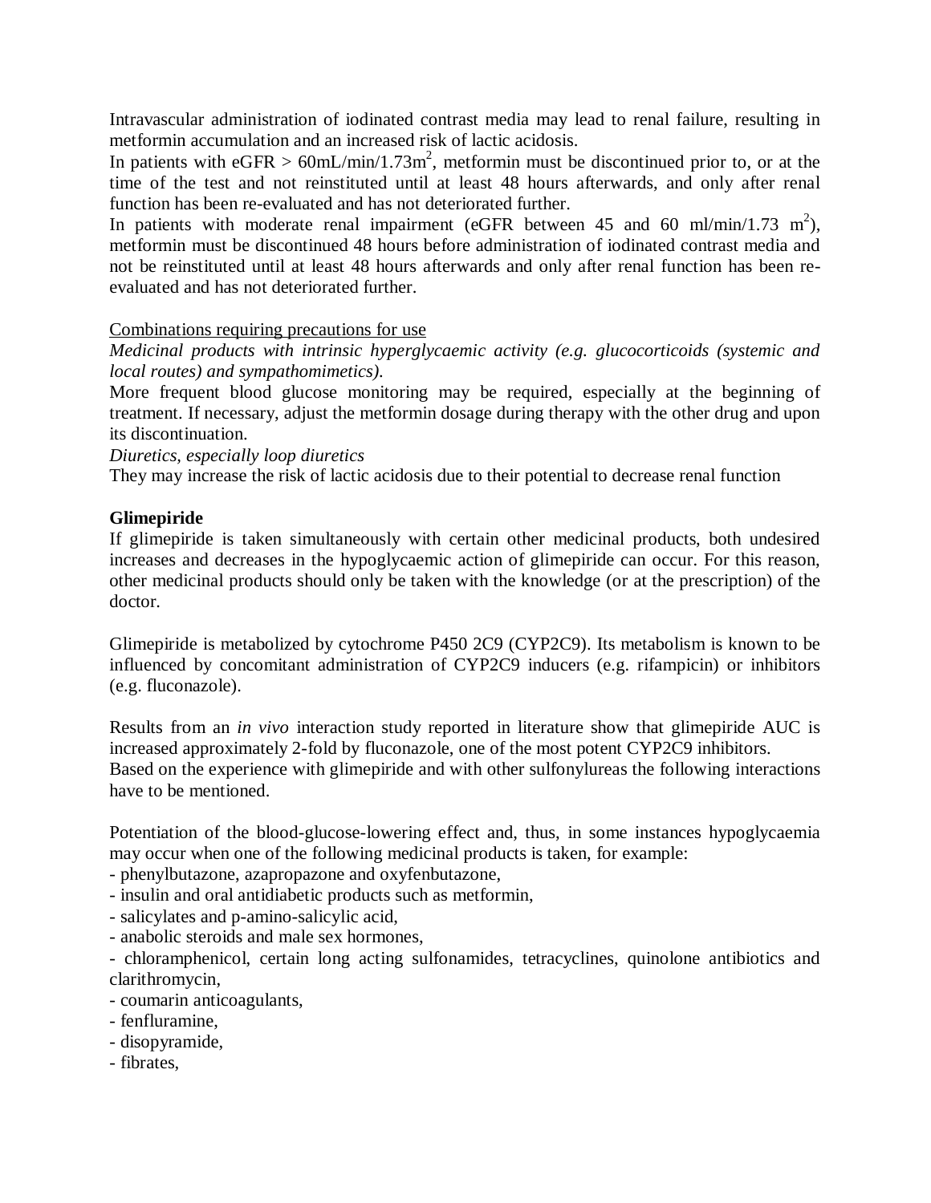Intravascular administration of iodinated contrast media may lead to renal failure, resulting in metformin accumulation and an increased risk of lactic acidosis.

In patients with eGFR > $60mL/min/1.73m^2$, metformin must be discontinued prior to, or at the time of the test and not reinstituted until at least 48 hours afterwards, and only after renal function has been re-evaluated and has not deteriorated further.

In patients with moderate renal impairment (eGFR between 45 and 60 $ml/min/1.73\ m^2$), metformin must be discontinued 48 hours before administration of iodinated contrast media and not be reinstituted until at least 48 hours afterwards and only after renal function has been re-evaluated and has not deteriorated further.

Combinations requiring precautions for use

*Medicinal products with intrinsic hyperglycaemic activity (e.g. glucocorticoids (systemic and local routes) and sympathomimetics).*

More frequent blood glucose monitoring may be required, especially at the beginning of treatment. If necessary, adjust the metformin dosage during therapy with the other drug and upon its discontinuation.

*Diuretics, especially loop diuretics*

They may increase the risk of lactic acidosis due to their potential to decrease renal function

**Glimepiride**

If glimepiride is taken simultaneously with certain other medicinal products, both undesired increases and decreases in the hypoglycaemic action of glimepiride can occur. For this reason, other medicinal products should only be taken with the knowledge (or at the prescription) of the doctor.

Glimepiride is metabolized by cytochrome P450 2C9 (CYP2C9). Its metabolism is known to be influenced by concomitant administration of CYP2C9 inducers (e.g. rifampicin) or inhibitors (e.g. fluconazole).

Results from an *in vivo* interaction study reported in literature show that glimepiride AUC is increased approximately 2-fold by fluconazole, one of the most potent CYP2C9 inhibitors.

Based on the experience with glimepiride and with other sulfonylureas the following interactions have to be mentioned.

Potentiation of the blood-glucose-lowering effect and, thus, in some instances hypoglycaemia may occur when one of the following medicinal products is taken, for example:

- phenylbutazone, azapropazone and oxyfenbutazone,
- insulin and oral antidiabetic products such as metformin,
- salicylates and p-amino-salicylic acid,
- anabolic steroids and male sex hormones,
- chloramphenicol, certain long acting sulfonamides, tetracyclines, quinolone antibiotics and clarithromycin,
- coumarin anticoagulants,
- fenfluramine,
- disopyramide,
- fibrates,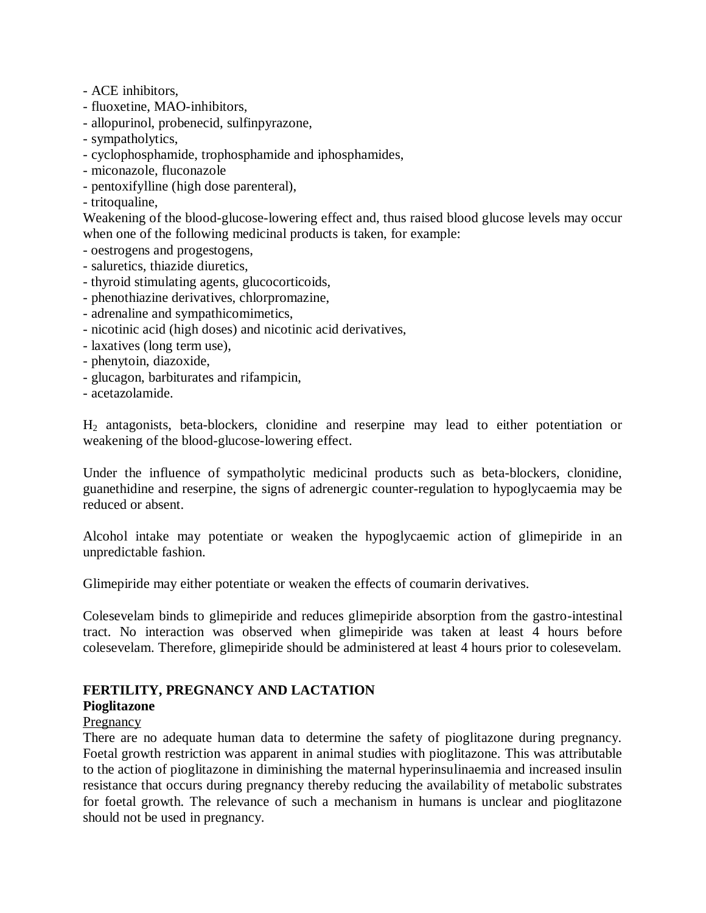- ACE inhibitors,
- fluoxetine, MAO-inhibitors,
- allopurinol, probenecid, sulfinpyrazone,
- sympatholytics,
- cyclophosphamide, trophosphamide and iphosphamides,
- miconazole, fluconazole
- pentoxifylline (high dose parenteral),
- tritoqualine,

Weakening of the blood-glucose-lowering effect and, thus raised blood glucose levels may occur when one of the following medicinal products is taken, for example:

- oestrogens and progestogens,
- saluretics, thiazide diuretics,
- thyroid stimulating agents, glucocorticoids,
- phenothiazine derivatives, chlorpromazine,
- adrenaline and sympathicomimetics,
- nicotinic acid (high doses) and nicotinic acid derivatives,
- laxatives (long term use),
- phenytoin, diazoxide,
- glucagon, barbiturates and rifampicin,
- acetazolamide.

$H_2$ antagonists, beta-blockers, clonidine and reserpine may lead to either potentiation or weakening of the blood-glucose-lowering effect.

Under the influence of sympatholytic medicinal products such as beta-blockers, clonidine, guanethidine and reserpine, the signs of adrenergic counter-regulation to hypoglycaemia may be reduced or absent.

Alcohol intake may potentiate or weaken the hypoglycaemic action of glimepiride in an unpredictable fashion.

Glimepiride may either potentiate or weaken the effects of coumarin derivatives.

Colesevelam binds to glimepiride and reduces glimepiride absorption from the gastro-intestinal tract. No interaction was observed when glimepiride was taken at least 4 hours before colesevelam. Therefore, glimepiride should be administered at least 4 hours prior to colesevelam.

## FERTILITY, PREGNANCY AND LACTATION

### Pioglitazone

Pregnancy

There are no adequate human data to determine the safety of pioglitazone during pregnancy. Foetal growth restriction was apparent in animal studies with pioglitazone. This was attributable to the action of pioglitazone in diminishing the maternal hyperinsulinaemia and increased insulin resistance that occurs during pregnancy thereby reducing the availability of metabolic substrates for foetal growth. The relevance of such a mechanism in humans is unclear and pioglitazone should not be used in pregnancy.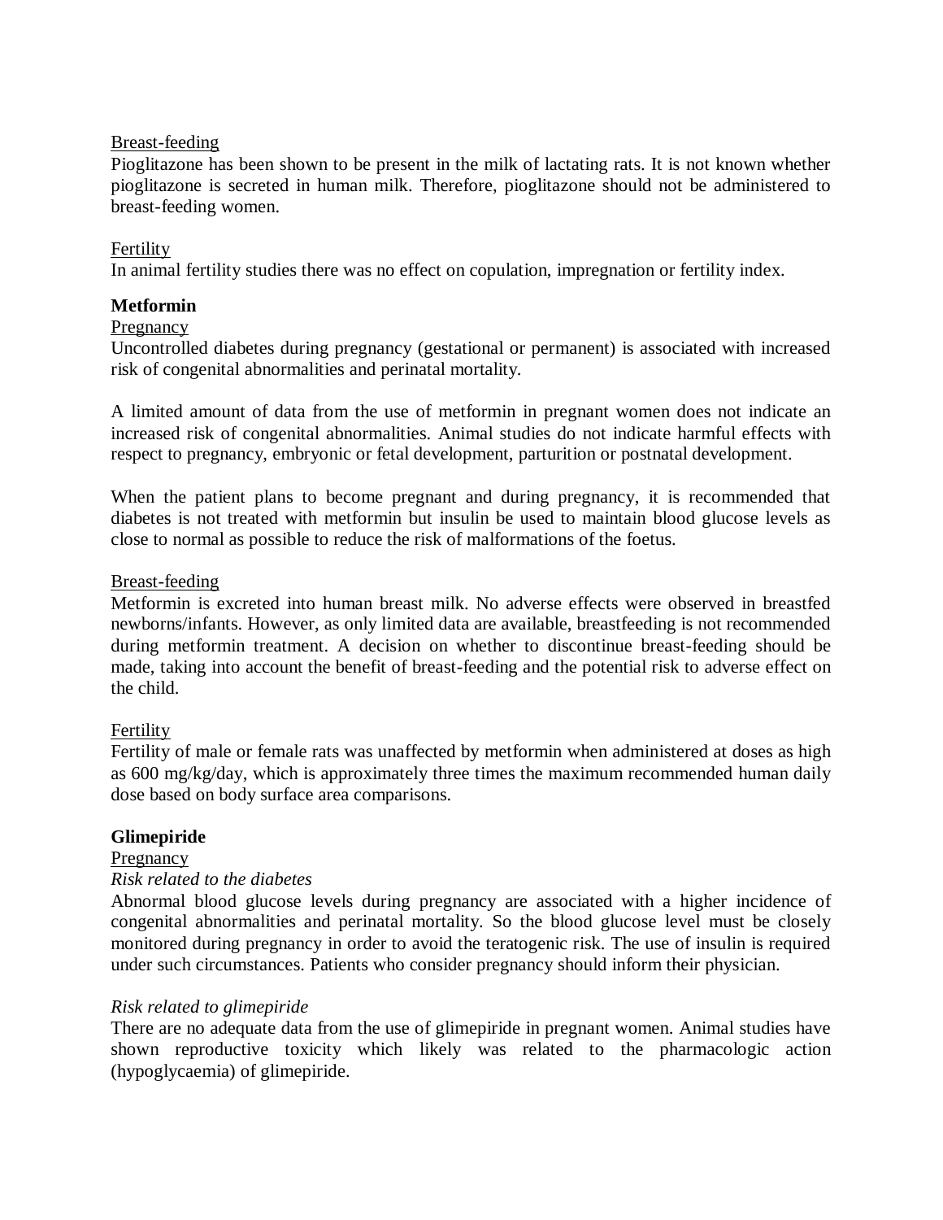Breast-feeding

Pioglitazone has been shown to be present in the milk of lactating rats. It is not known whether pioglitazone is secreted in human milk. Therefore, pioglitazone should not be administered to breast-feeding women.

Fertility

In animal fertility studies there was no effect on copulation, impregnation or fertility index.

**Metformin**

Pregnancy

Uncontrolled diabetes during pregnancy (gestational or permanent) is associated with increased risk of congenital abnormalities and perinatal mortality.

A limited amount of data from the use of metformin in pregnant women does not indicate an increased risk of congenital abnormalities. Animal studies do not indicate harmful effects with respect to pregnancy, embryonic or fetal development, parturition or postnatal development.

When the patient plans to become pregnant and during pregnancy, it is recommended that diabetes is not treated with metformin but insulin be used to maintain blood glucose levels as close to normal as possible to reduce the risk of malformations of the foetus.

Breast-feeding

Metformin is excreted into human breast milk. No adverse effects were observed in breastfed newborns/infants. However, as only limited data are available, breastfeeding is not recommended during metformin treatment. A decision on whether to discontinue breast-feeding should be made, taking into account the benefit of breast-feeding and the potential risk to adverse effect on the child.

Fertility

Fertility of male or female rats was unaffected by metformin when administered at doses as high as 600 mg/kg/day, which is approximately three times the maximum recommended human daily dose based on body surface area comparisons.

**Glimepiride**

Pregnancy

*Risk related to the diabetes*

Abnormal blood glucose levels during pregnancy are associated with a higher incidence of congenital abnormalities and perinatal mortality. So the blood glucose level must be closely monitored during pregnancy in order to avoid the teratogenic risk. The use of insulin is required under such circumstances. Patients who consider pregnancy should inform their physician.

*Risk related to glimepiride*

There are no adequate data from the use of glimepiride in pregnant women. Animal studies have shown reproductive toxicity which likely was related to the pharmacologic action (hypoglycaemia) of glimepiride.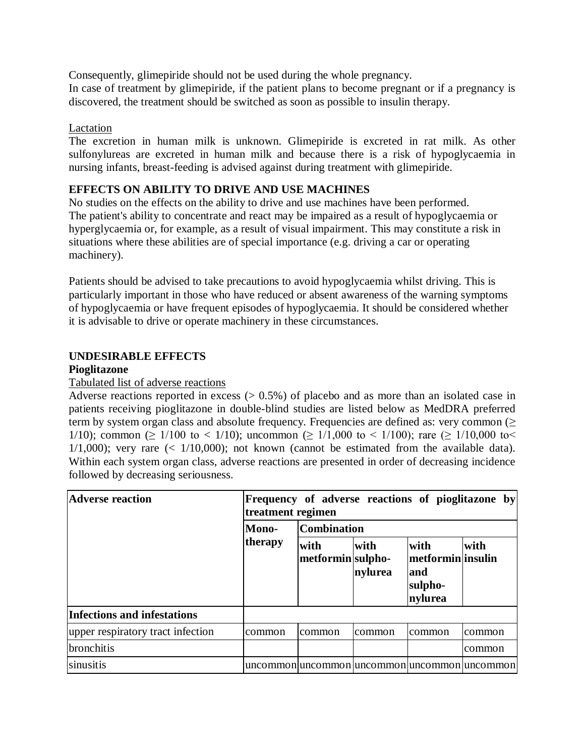Consequently, glimepiride should not be used during the whole pregnancy.
In case of treatment by glimepiride, if the patient plans to become pregnant or if a pregnancy is discovered, the treatment should be switched as soon as possible to insulin therapy.

Lactation

The excretion in human milk is unknown. Glimepiride is excreted in rat milk. As other sulfonylureas are excreted in human milk and because there is a risk of hypoglycaemia in nursing infants, breast-feeding is advised against during treatment with glimepiride.

**EFFECTS ON ABILITY TO DRIVE AND USE MACHINES**

No studies on the effects on the ability to drive and use machines have been performed.
The patient's ability to concentrate and react may be impaired as a result of hypoglycaemia or hyperglycaemia or, for example, as a result of visual impairment. This may constitute a risk in situations where these abilities are of special importance (e.g. driving a car or operating machinery).

Patients should be advised to take precautions to avoid hypoglycaemia whilst driving. This is particularly important in those who have reduced or absent awareness of the warning symptoms of hypoglycaemia or have frequent episodes of hypoglycaemia. It should be considered whether it is advisable to drive or operate machinery in these circumstances.

**UNDESIRABLE EFFECTS**

**Pioglitazone**

Tabulated list of adverse reactions

Adverse reactions reported in excess (> 0.5%) of placebo and as more than an isolated case in patients receiving pioglitazone in double-blind studies are listed below as MedDRA preferred term by system organ class and absolute frequency. Frequencies are defined as: very common (≥ 1/10); common (≥ 1/100 to < 1/10); uncommon (≥ 1/1,000 to < 1/100); rare (≥ 1/10,000 to< 1/1,000); very rare (< 1/10,000); not known (cannot be estimated from the available data). Within each system organ class, adverse reactions are presented in order of decreasing incidence followed by decreasing seriousness.

| **Adverse reaction** | **Frequency of adverse reactions of pioglitazone by treatment regimen** | | | | |
|---|---|---|---|---|---|
| | **Mono-therapy** | **Combination** | | | |
| | | **with metformin** | **with sulpho-nylurea** | **with metformin and sulpho-nylurea** | **with insulin** |
| **Infections and infestations** | | | | | |
| upper respiratory tract infection | common | common | common | common | common |
| bronchitis | | | | | common |
| sinusitis | uncommon | uncommon | uncommon | uncommon | uncommon |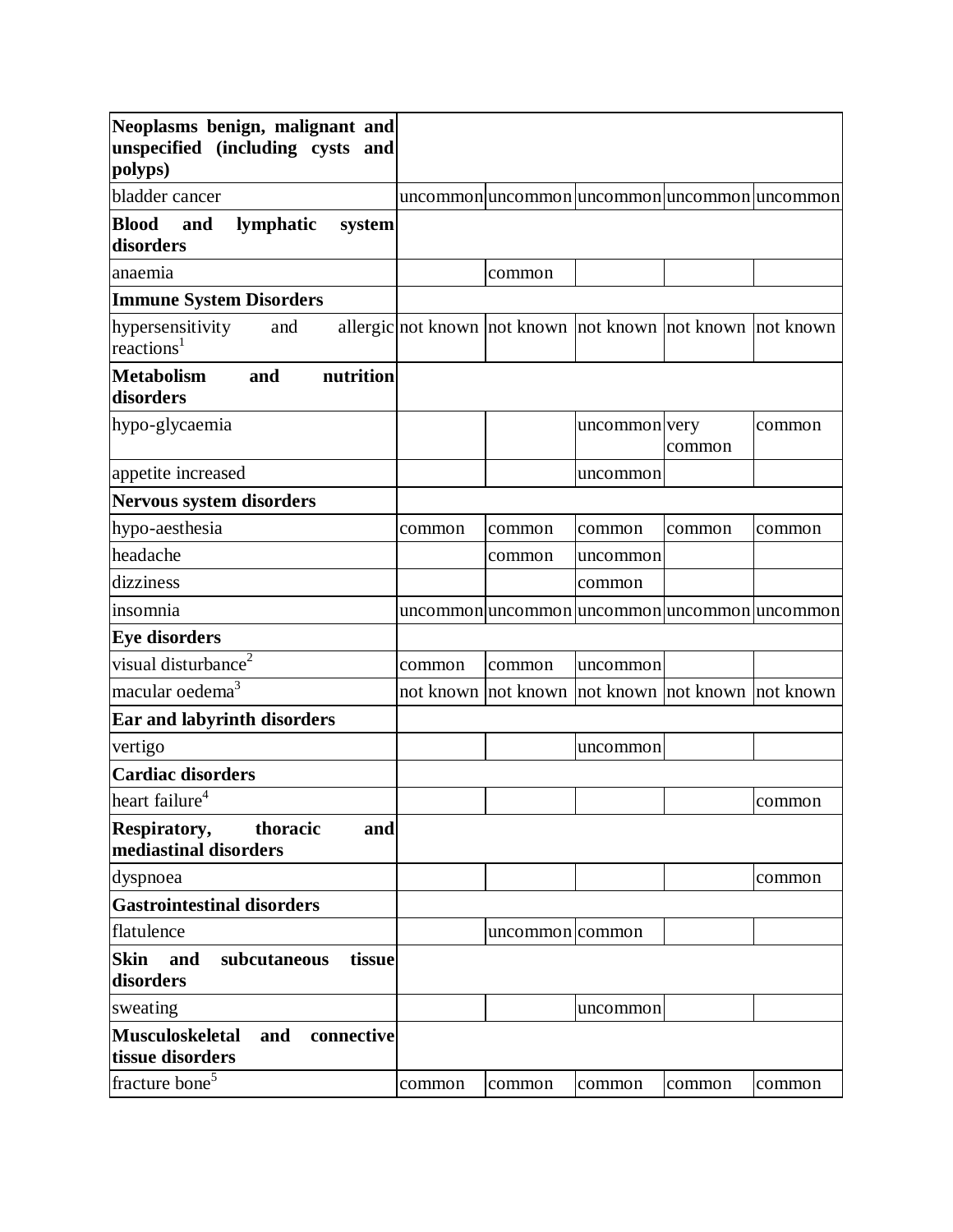| **Neoplasms benign, malignant and unspecified (including cysts and polyps)** | | | | | |
|---|---|---|---|---|---|
| bladder cancer | uncommon | uncommon | uncommon | uncommon | uncommon |
| **Blood and lymphatic system disorders** | | | | | |
| anaemia | | common | | | |
| **Immune System Disorders** | | | | | |
| hypersensitivity and allergic reactions[1] | not known | not known | not known | not known | not known |
| **Metabolism and nutrition disorders** | | | | | |
| hypo-glycaemia | | | uncommon | very common | common |
| appetite increased | | | uncommon | | |
| **Nervous system disorders** | | | | | |
| hypo-aesthesia | common | common | common | common | common |
| headache | | common | uncommon | | |
| dizziness | | | common | | |
| insomnia | uncommon | uncommon | uncommon | uncommon | uncommon |
| **Eye disorders** | | | | | |
| visual disturbance[2] | common | common | uncommon | | |
| macular oedema[3] | not known | not known | not known | not known | not known |
| **Ear and labyrinth disorders** | | | | | |
| vertigo | | | uncommon | | |
| **Cardiac disorders** | | | | | |
| heart failure[4] | | | | | common |
| **Respiratory, thoracic and mediastinal disorders** | | | | | |
| dyspnoea | | | | | common |
| **Gastrointestinal disorders** | | | | | |
| flatulence | | uncommon | common | | |
| **Skin and subcutaneous tissue disorders** | | | | | |
| sweating | | | uncommon | | |
| **Musculoskeletal and connective tissue disorders** | | | | | |
| fracture bone[5] | common | common | common | common | common |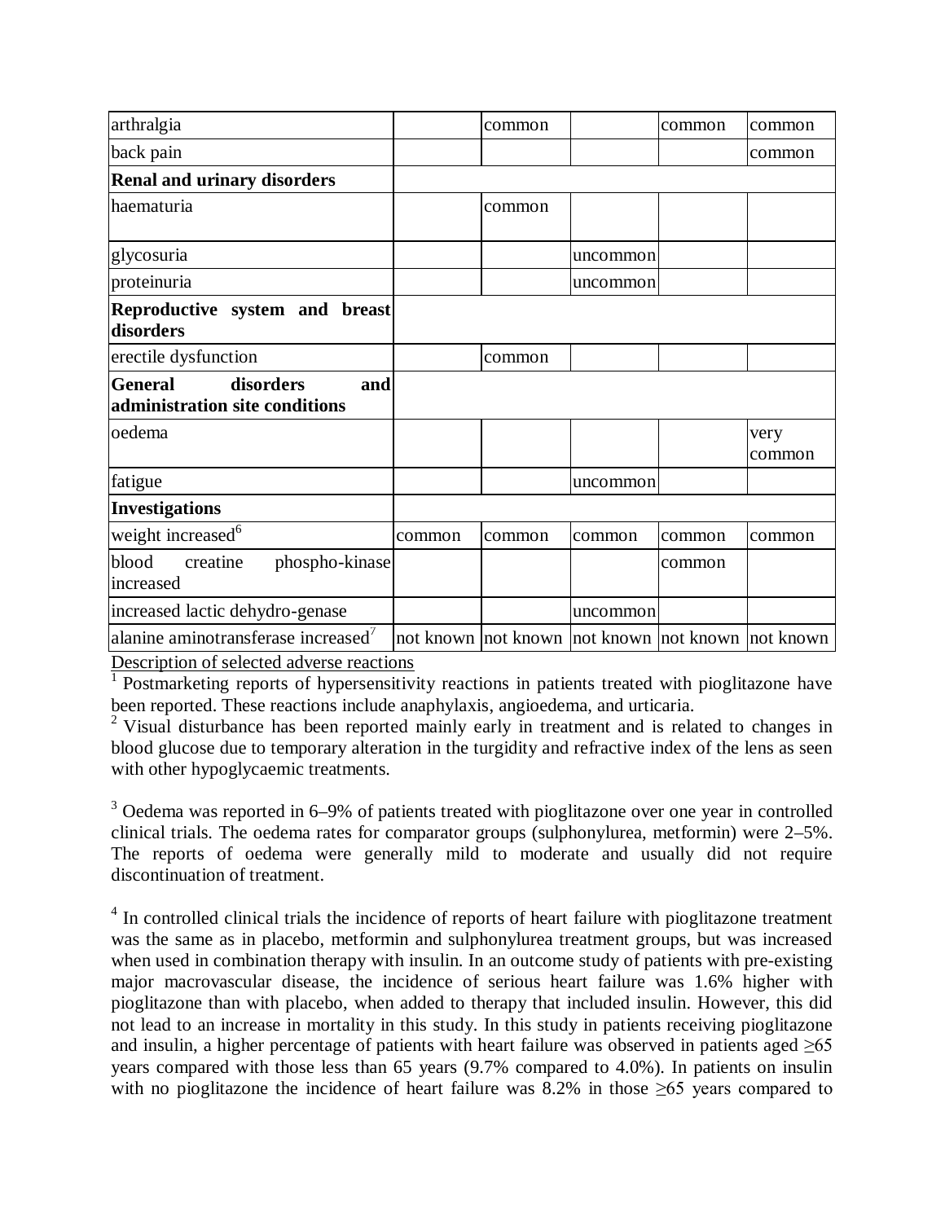| | | | | | |
|---|---|---|---|---|---|
| arthralgia | | common | | common | common |
| back pain | | | | | common |
| **Renal and urinary disorders** | | | | | |
| haematuria | | common | | | |
| glycosuria | | | uncommon | | |
| proteinuria | | | uncommon | | |
| **Reproductive system and breast disorders** | | | | | |
| erectile dysfunction | | common | | | |
| **General disorders and administration site conditions** | | | | | |
| oedema | | | | | very common |
| fatigue | | | uncommon | | |
| **Investigations** | | | | | |
| weight increased[6] | common | common | common | common | common |
| blood creatine phospho-kinase increased | | | | common | |
| increased lactic dehydro-genase | | | uncommon | | |
| alanine aminotransferase increased[7] | not known | not known | not known | not known | not known |

Description of selected adverse reactions

[1] Postmarketing reports of hypersensitivity reactions in patients treated with pioglitazone have been reported. These reactions include anaphylaxis, angioedema, and urticaria.

[2] Visual disturbance has been reported mainly early in treatment and is related to changes in blood glucose due to temporary alteration in the turgidity and refractive index of the lens as seen with other hypoglycaemic treatments.

[3] Oedema was reported in 6–9% of patients treated with pioglitazone over one year in controlled clinical trials. The oedema rates for comparator groups (sulphonylurea, metformin) were 2–5%. The reports of oedema were generally mild to moderate and usually did not require discontinuation of treatment.

[4] In controlled clinical trials the incidence of reports of heart failure with pioglitazone treatment was the same as in placebo, metformin and sulphonylurea treatment groups, but was increased when used in combination therapy with insulin. In an outcome study of patients with pre-existing major macrovascular disease, the incidence of serious heart failure was 1.6% higher with pioglitazone than with placebo, when added to therapy that included insulin. However, this did not lead to an increase in mortality in this study. In this study in patients receiving pioglitazone and insulin, a higher percentage of patients with heart failure was observed in patients aged ≥65 years compared with those less than 65 years (9.7% compared to 4.0%). In patients on insulin with no pioglitazone the incidence of heart failure was 8.2% in those ≥65 years compared to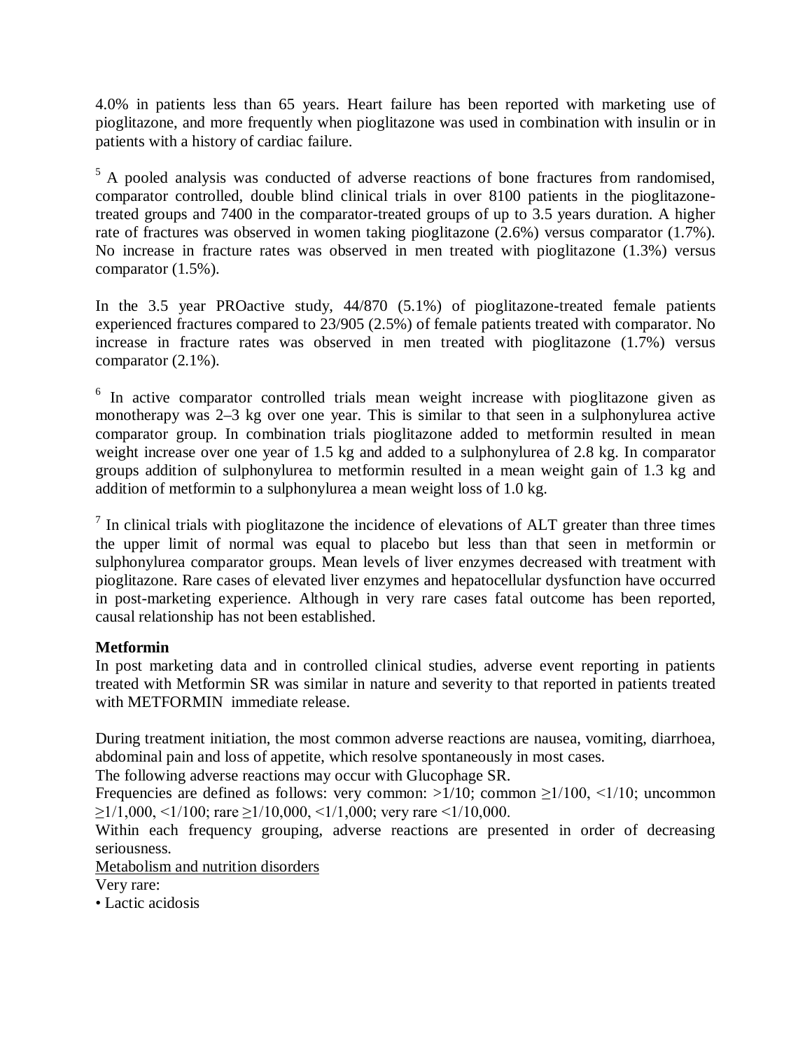4.0% in patients less than 65 years. Heart failure has been reported with marketing use of pioglitazone, and more frequently when pioglitazone was used in combination with insulin or in patients with a history of cardiac failure.

[5] A pooled analysis was conducted of adverse reactions of bone fractures from randomised, comparator controlled, double blind clinical trials in over 8100 patients in the pioglitazone-treated groups and 7400 in the comparator-treated groups of up to 3.5 years duration. A higher rate of fractures was observed in women taking pioglitazone (2.6%) versus comparator (1.7%). No increase in fracture rates was observed in men treated with pioglitazone (1.3%) versus comparator (1.5%).

In the 3.5 year PROactive study, 44/870 (5.1%) of pioglitazone-treated female patients experienced fractures compared to 23/905 (2.5%) of female patients treated with comparator. No increase in fracture rates was observed in men treated with pioglitazone (1.7%) versus comparator (2.1%).

[6] In active comparator controlled trials mean weight increase with pioglitazone given as monotherapy was 2–3 kg over one year. This is similar to that seen in a sulphonylurea active comparator group. In combination trials pioglitazone added to metformin resulted in mean weight increase over one year of 1.5 kg and added to a sulphonylurea of 2.8 kg. In comparator groups addition of sulphonylurea to metformin resulted in a mean weight gain of 1.3 kg and addition of metformin to a sulphonylurea a mean weight loss of 1.0 kg.

[7] In clinical trials with pioglitazone the incidence of elevations of ALT greater than three times the upper limit of normal was equal to placebo but less than that seen in metformin or sulphonylurea comparator groups. Mean levels of liver enzymes decreased with treatment with pioglitazone. Rare cases of elevated liver enzymes and hepatocellular dysfunction have occurred in post-marketing experience. Although in very rare cases fatal outcome has been reported, causal relationship has not been established.

**Metformin**

In post marketing data and in controlled clinical studies, adverse event reporting in patients treated with Metformin SR was similar in nature and severity to that reported in patients treated with METFORMIN immediate release.

During treatment initiation, the most common adverse reactions are nausea, vomiting, diarrhoea, abdominal pain and loss of appetite, which resolve spontaneously in most cases.

The following adverse reactions may occur with Glucophage SR.

Frequencies are defined as follows: very common: >1/10; common ≥1/100, <1/10; uncommon ≥1/1,000, <1/100; rare ≥1/10,000, <1/1,000; very rare <1/10,000.

Within each frequency grouping, adverse reactions are presented in order of decreasing seriousness.

<u>Metabolism and nutrition disorders</u>

Very rare:

- Lactic acidosis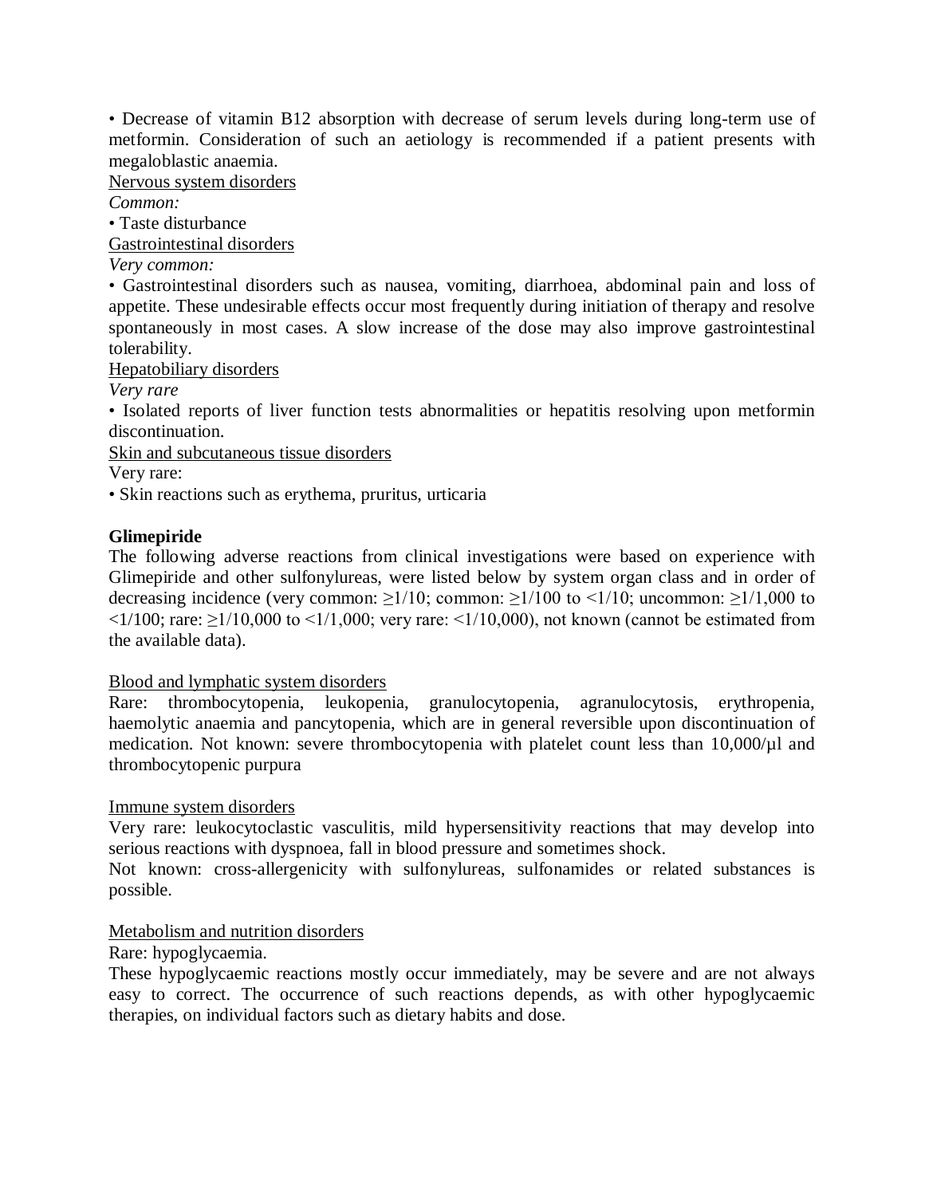• Decrease of vitamin B12 absorption with decrease of serum levels during long-term use of metformin. Consideration of such an aetiology is recommended if a patient presents with megaloblastic anaemia.

Nervous system disorders

*Common:*

• Taste disturbance

Gastrointestinal disorders

*Very common:*

• Gastrointestinal disorders such as nausea, vomiting, diarrhoea, abdominal pain and loss of appetite. These undesirable effects occur most frequently during initiation of therapy and resolve spontaneously in most cases. A slow increase of the dose may also improve gastrointestinal tolerability.

Hepatobiliary disorders

*Very rare*

• Isolated reports of liver function tests abnormalities or hepatitis resolving upon metformin discontinuation.

Skin and subcutaneous tissue disorders

Very rare:

• Skin reactions such as erythema, pruritus, urticaria

**Glimepiride**

The following adverse reactions from clinical investigations were based on experience with Glimepiride and other sulfonylureas, were listed below by system organ class and in order of decreasing incidence (very common: ≥1/10; common: ≥1/100 to <1/10; uncommon: ≥1/1,000 to <1/100; rare: ≥1/10,000 to <1/1,000; very rare: <1/10,000), not known (cannot be estimated from the available data).

Blood and lymphatic system disorders

Rare: thrombocytopenia, leukopenia, granulocytopenia, agranulocytosis, erythropenia, haemolytic anaemia and pancytopenia, which are in general reversible upon discontinuation of medication. Not known: severe thrombocytopenia with platelet count less than 10,000/µl and thrombocytopenic purpura

Immune system disorders

Very rare: leukocytoclastic vasculitis, mild hypersensitivity reactions that may develop into serious reactions with dyspnoea, fall in blood pressure and sometimes shock.

Not known: cross-allergenicity with sulfonylureas, sulfonamides or related substances is possible.

Metabolism and nutrition disorders

Rare: hypoglycaemia.

These hypoglycaemic reactions mostly occur immediately, may be severe and are not always easy to correct. The occurrence of such reactions depends, as with other hypoglycaemic therapies, on individual factors such as dietary habits and dose.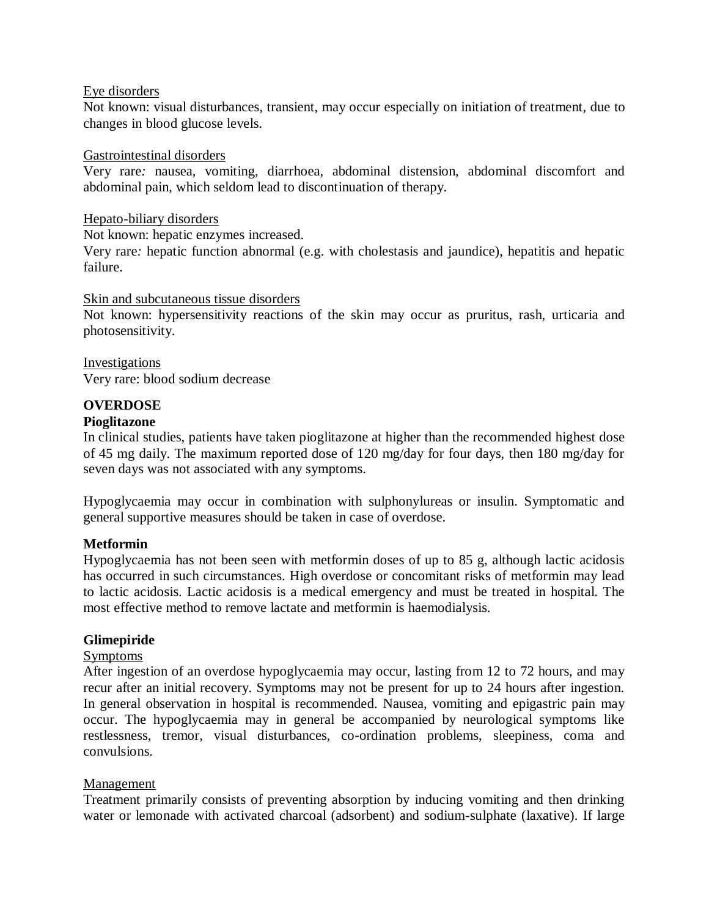<u>Eye disorders</u>

Not known: visual disturbances, transient, may occur especially on initiation of treatment, due to changes in blood glucose levels.

<u>Gastrointestinal disorders</u>

Very rare*:* nausea, vomiting, diarrhoea, abdominal distension, abdominal discomfort and abdominal pain, which seldom lead to discontinuation of therapy.

<u>Hepato-biliary disorders</u>

Not known: hepatic enzymes increased.

Very rare*:* hepatic function abnormal (e.g. with cholestasis and jaundice), hepatitis and hepatic failure.

<u>Skin and subcutaneous tissue disorders</u>

Not known: hypersensitivity reactions of the skin may occur as pruritus, rash, urticaria and photosensitivity.

<u>Investigations</u>

Very rare: blood sodium decrease

## OVERDOSE

**Pioglitazone**

In clinical studies, patients have taken pioglitazone at higher than the recommended highest dose of 45 mg daily. The maximum reported dose of 120 mg/day for four days, then 180 mg/day for seven days was not associated with any symptoms.

Hypoglycaemia may occur in combination with sulphonylureas or insulin. Symptomatic and general supportive measures should be taken in case of overdose.

**Metformin**

Hypoglycaemia has not been seen with metformin doses of up to 85 g, although lactic acidosis has occurred in such circumstances. High overdose or concomitant risks of metformin may lead to lactic acidosis. Lactic acidosis is a medical emergency and must be treated in hospital. The most effective method to remove lactate and metformin is haemodialysis.

**Glimepiride**

<u>Symptoms</u>

After ingestion of an overdose hypoglycaemia may occur, lasting from 12 to 72 hours, and may recur after an initial recovery. Symptoms may not be present for up to 24 hours after ingestion. In general observation in hospital is recommended. Nausea, vomiting and epigastric pain may occur. The hypoglycaemia may in general be accompanied by neurological symptoms like restlessness, tremor, visual disturbances, co-ordination problems, sleepiness, coma and convulsions.

<u>Management</u>

Treatment primarily consists of preventing absorption by inducing vomiting and then drinking water or lemonade with activated charcoal (adsorbent) and sodium-sulphate (laxative). If large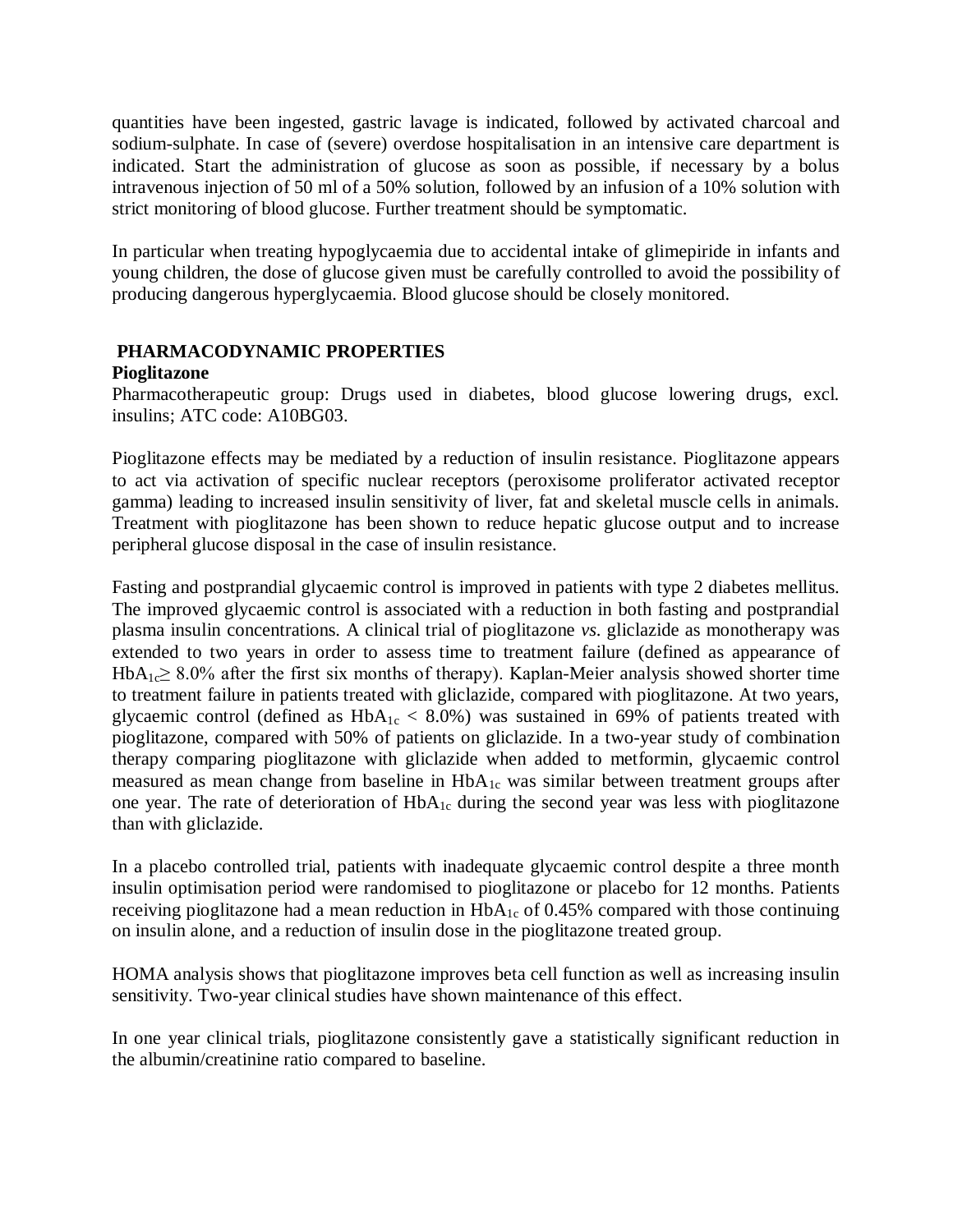quantities have been ingested, gastric lavage is indicated, followed by activated charcoal and sodium-sulphate. In case of (severe) overdose hospitalisation in an intensive care department is indicated. Start the administration of glucose as soon as possible, if necessary by a bolus intravenous injection of 50 ml of a 50% solution, followed by an infusion of a 10% solution with strict monitoring of blood glucose. Further treatment should be symptomatic.

In particular when treating hypoglycaemia due to accidental intake of glimepiride in infants and young children, the dose of glucose given must be carefully controlled to avoid the possibility of producing dangerous hyperglycaemia. Blood glucose should be closely monitored.

## PHARMACODYNAMIC PROPERTIES

**Pioglitazone**

Pharmacotherapeutic group: Drugs used in diabetes, blood glucose lowering drugs, excl. insulins; ATC code: A10BG03.

Pioglitazone effects may be mediated by a reduction of insulin resistance. Pioglitazone appears to act via activation of specific nuclear receptors (peroxisome proliferator activated receptor gamma) leading to increased insulin sensitivity of liver, fat and skeletal muscle cells in animals. Treatment with pioglitazone has been shown to reduce hepatic glucose output and to increase peripheral glucose disposal in the case of insulin resistance.

Fasting and postprandial glycaemic control is improved in patients with type 2 diabetes mellitus. The improved glycaemic control is associated with a reduction in both fasting and postprandial plasma insulin concentrations. A clinical trial of pioglitazone *vs.* gliclazide as monotherapy was extended to two years in order to assess time to treatment failure (defined as appearance of $HbA_{1c} \geq 8.0\%$ after the first six months of therapy). Kaplan-Meier analysis showed shorter time to treatment failure in patients treated with gliclazide, compared with pioglitazone. At two years, glycaemic control (defined as $HbA_{1c} < 8.0\%$) was sustained in 69% of patients treated with pioglitazone, compared with 50% of patients on gliclazide. In a two-year study of combination therapy comparing pioglitazone with gliclazide when added to metformin, glycaemic control measured as mean change from baseline in $HbA_{1c}$ was similar between treatment groups after one year. The rate of deterioration of $HbA_{1c}$ during the second year was less with pioglitazone than with gliclazide.

In a placebo controlled trial, patients with inadequate glycaemic control despite a three month insulin optimisation period were randomised to pioglitazone or placebo for 12 months. Patients receiving pioglitazone had a mean reduction in $HbA_{1c}$ of 0.45% compared with those continuing on insulin alone, and a reduction of insulin dose in the pioglitazone treated group.

HOMA analysis shows that pioglitazone improves beta cell function as well as increasing insulin sensitivity. Two-year clinical studies have shown maintenance of this effect.

In one year clinical trials, pioglitazone consistently gave a statistically significant reduction in the albumin/creatinine ratio compared to baseline.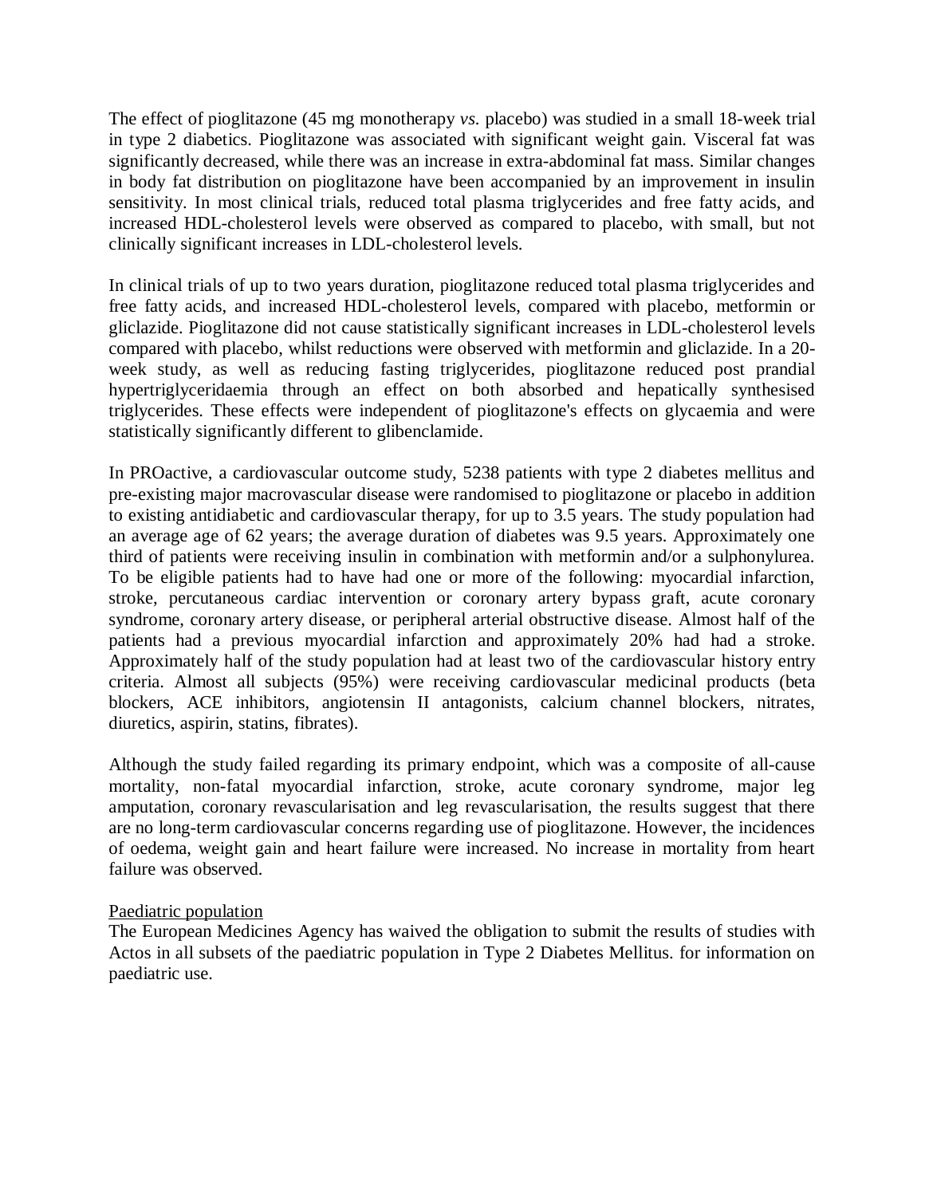The effect of pioglitazone (45 mg monotherapy *vs.* placebo) was studied in a small 18-week trial in type 2 diabetics. Pioglitazone was associated with significant weight gain. Visceral fat was significantly decreased, while there was an increase in extra-abdominal fat mass. Similar changes in body fat distribution on pioglitazone have been accompanied by an improvement in insulin sensitivity. In most clinical trials, reduced total plasma triglycerides and free fatty acids, and increased HDL-cholesterol levels were observed as compared to placebo, with small, but not clinically significant increases in LDL-cholesterol levels.

In clinical trials of up to two years duration, pioglitazone reduced total plasma triglycerides and free fatty acids, and increased HDL-cholesterol levels, compared with placebo, metformin or gliclazide. Pioglitazone did not cause statistically significant increases in LDL-cholesterol levels compared with placebo, whilst reductions were observed with metformin and gliclazide. In a 20-week study, as well as reducing fasting triglycerides, pioglitazone reduced post prandial hypertriglyceridaemia through an effect on both absorbed and hepatically synthesised triglycerides. These effects were independent of pioglitazone's effects on glycaemia and were statistically significantly different to glibenclamide.

In PROactive, a cardiovascular outcome study, 5238 patients with type 2 diabetes mellitus and pre-existing major macrovascular disease were randomised to pioglitazone or placebo in addition to existing antidiabetic and cardiovascular therapy, for up to 3.5 years. The study population had an average age of 62 years; the average duration of diabetes was 9.5 years. Approximately one third of patients were receiving insulin in combination with metformin and/or a sulphonylurea. To be eligible patients had to have had one or more of the following: myocardial infarction, stroke, percutaneous cardiac intervention or coronary artery bypass graft, acute coronary syndrome, coronary artery disease, or peripheral arterial obstructive disease. Almost half of the patients had a previous myocardial infarction and approximately 20% had had a stroke. Approximately half of the study population had at least two of the cardiovascular history entry criteria. Almost all subjects (95%) were receiving cardiovascular medicinal products (beta blockers, ACE inhibitors, angiotensin II antagonists, calcium channel blockers, nitrates, diuretics, aspirin, statins, fibrates).

Although the study failed regarding its primary endpoint, which was a composite of all-cause mortality, non-fatal myocardial infarction, stroke, acute coronary syndrome, major leg amputation, coronary revascularisation and leg revascularisation, the results suggest that there are no long-term cardiovascular concerns regarding use of pioglitazone. However, the incidences of oedema, weight gain and heart failure were increased. No increase in mortality from heart failure was observed.

Paediatric population

The European Medicines Agency has waived the obligation to submit the results of studies with Actos in all subsets of the paediatric population in Type 2 Diabetes Mellitus. for information on paediatric use.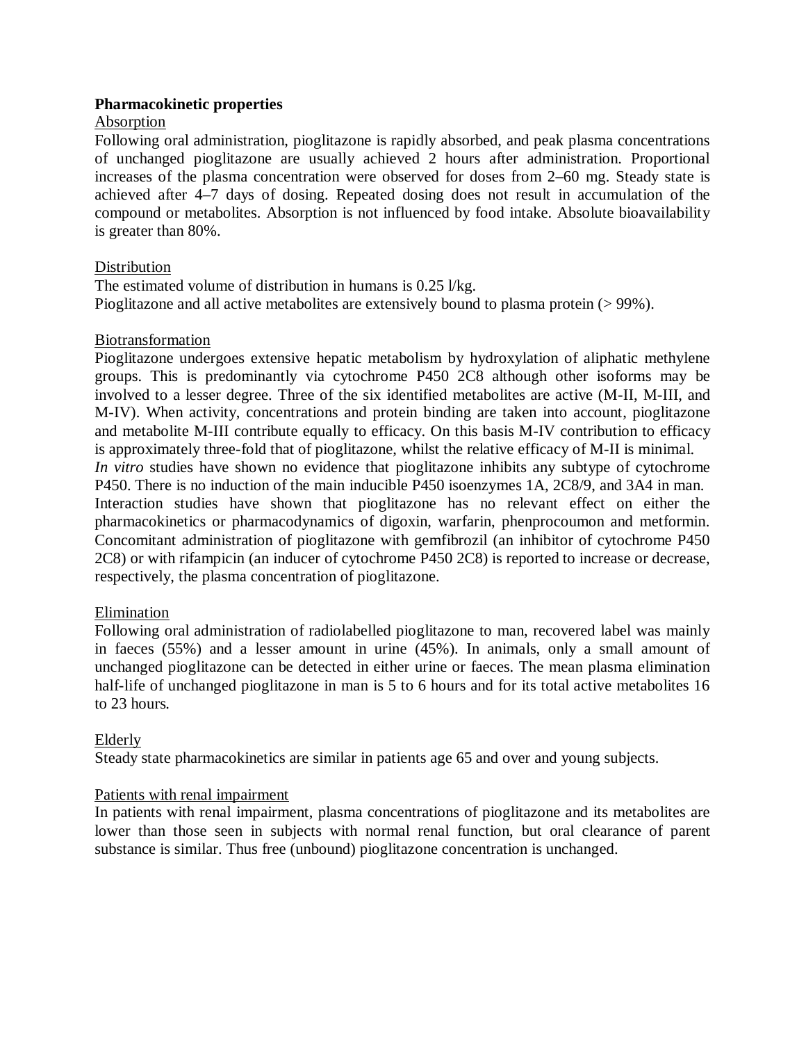**Pharmacokinetic properties**

Absorption

Following oral administration, pioglitazone is rapidly absorbed, and peak plasma concentrations of unchanged pioglitazone are usually achieved 2 hours after administration. Proportional increases of the plasma concentration were observed for doses from 2–60 mg. Steady state is achieved after 4–7 days of dosing. Repeated dosing does not result in accumulation of the compound or metabolites. Absorption is not influenced by food intake. Absolute bioavailability is greater than 80%.

Distribution

The estimated volume of distribution in humans is 0.25 l/kg.
Pioglitazone and all active metabolites are extensively bound to plasma protein (> 99%).

Biotransformation

Pioglitazone undergoes extensive hepatic metabolism by hydroxylation of aliphatic methylene groups. This is predominantly via cytochrome P450 2C8 although other isoforms may be involved to a lesser degree. Three of the six identified metabolites are active (M-II, M-III, and M-IV). When activity, concentrations and protein binding are taken into account, pioglitazone and metabolite M-III contribute equally to efficacy. On this basis M-IV contribution to efficacy is approximately three-fold that of pioglitazone, whilst the relative efficacy of M-II is minimal.
*In vitro* studies have shown no evidence that pioglitazone inhibits any subtype of cytochrome P450. There is no induction of the main inducible P450 isoenzymes 1A, 2C8/9, and 3A4 in man.
Interaction studies have shown that pioglitazone has no relevant effect on either the pharmacokinetics or pharmacodynamics of digoxin, warfarin, phenprocoumon and metformin. Concomitant administration of pioglitazone with gemfibrozil (an inhibitor of cytochrome P450 2C8) or with rifampicin (an inducer of cytochrome P450 2C8) is reported to increase or decrease, respectively, the plasma concentration of pioglitazone.

Elimination

Following oral administration of radiolabelled pioglitazone to man, recovered label was mainly in faeces (55%) and a lesser amount in urine (45%). In animals, only a small amount of unchanged pioglitazone can be detected in either urine or faeces. The mean plasma elimination half-life of unchanged pioglitazone in man is 5 to 6 hours and for its total active metabolites 16 to 23 hours.

Elderly

Steady state pharmacokinetics are similar in patients age 65 and over and young subjects.

Patients with renal impairment

In patients with renal impairment, plasma concentrations of pioglitazone and its metabolites are lower than those seen in subjects with normal renal function, but oral clearance of parent substance is similar. Thus free (unbound) pioglitazone concentration is unchanged.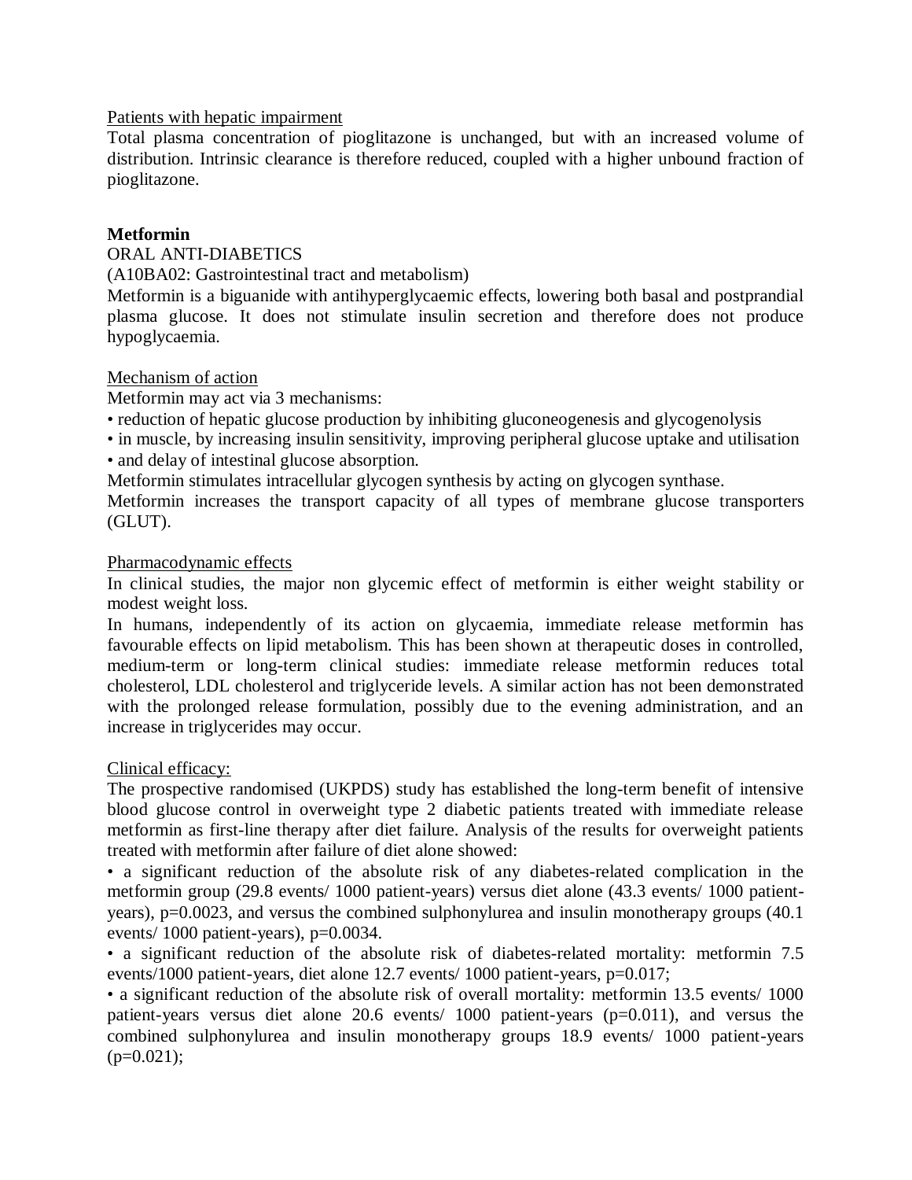Patients with hepatic impairment

Total plasma concentration of pioglitazone is unchanged, but with an increased volume of distribution. Intrinsic clearance is therefore reduced, coupled with a higher unbound fraction of pioglitazone.

**Metformin**

ORAL ANTI-DIABETICS

(A10BA02: Gastrointestinal tract and metabolism)

Metformin is a biguanide with antihyperglycaemic effects, lowering both basal and postprandial plasma glucose. It does not stimulate insulin secretion and therefore does not produce hypoglycaemia.

Mechanism of action

Metformin may act via 3 mechanisms:

- reduction of hepatic glucose production by inhibiting gluconeogenesis and glycogenolysis
- in muscle, by increasing insulin sensitivity, improving peripheral glucose uptake and utilisation
- and delay of intestinal glucose absorption.

Metformin stimulates intracellular glycogen synthesis by acting on glycogen synthase.

Metformin increases the transport capacity of all types of membrane glucose transporters (GLUT).

Pharmacodynamic effects

In clinical studies, the major non glycemic effect of metformin is either weight stability or modest weight loss.

In humans, independently of its action on glycaemia, immediate release metformin has favourable effects on lipid metabolism. This has been shown at therapeutic doses in controlled, medium-term or long-term clinical studies: immediate release metformin reduces total cholesterol, LDL cholesterol and triglyceride levels. A similar action has not been demonstrated with the prolonged release formulation, possibly due to the evening administration, and an increase in triglycerides may occur.

Clinical efficacy:

The prospective randomised (UKPDS) study has established the long-term benefit of intensive blood glucose control in overweight type 2 diabetic patients treated with immediate release metformin as first-line therapy after diet failure. Analysis of the results for overweight patients treated with metformin after failure of diet alone showed:

- a significant reduction of the absolute risk of any diabetes-related complication in the metformin group (29.8 events/ 1000 patient-years) versus diet alone (43.3 events/ 1000 patient-years), p=0.0023, and versus the combined sulphonylurea and insulin monotherapy groups (40.1 events/ 1000 patient-years), p=0.0034.
- a significant reduction of the absolute risk of diabetes-related mortality: metformin 7.5 events/1000 patient-years, diet alone 12.7 events/ 1000 patient-years, p=0.017;
- a significant reduction of the absolute risk of overall mortality: metformin 13.5 events/ 1000 patient-years versus diet alone 20.6 events/ 1000 patient-years (p=0.011), and versus the combined sulphonylurea and insulin monotherapy groups 18.9 events/ 1000 patient-years (p=0.021);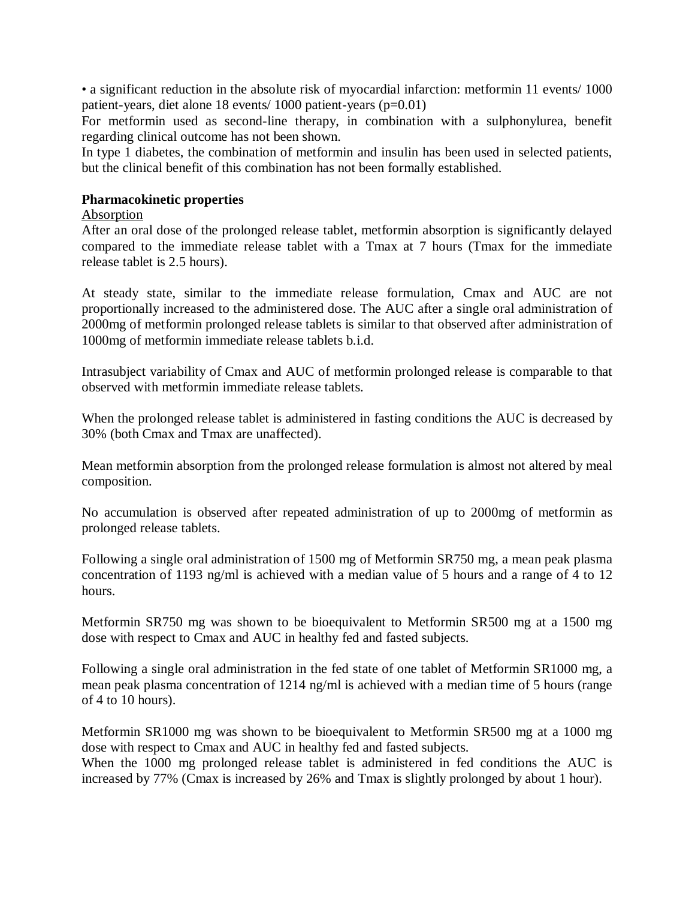• a significant reduction in the absolute risk of myocardial infarction: metformin 11 events/ 1000 patient-years, diet alone 18 events/ 1000 patient-years ($p=0.01$)

For metformin used as second-line therapy, in combination with a sulphonylurea, benefit regarding clinical outcome has not been shown.

In type 1 diabetes, the combination of metformin and insulin has been used in selected patients, but the clinical benefit of this combination has not been formally established.

**Pharmacokinetic properties**

Absorption

After an oral dose of the prolonged release tablet, metformin absorption is significantly delayed compared to the immediate release tablet with a Tmax at 7 hours (Tmax for the immediate release tablet is 2.5 hours).

At steady state, similar to the immediate release formulation, Cmax and AUC are not proportionally increased to the administered dose. The AUC after a single oral administration of 2000mg of metformin prolonged release tablets is similar to that observed after administration of 1000mg of metformin immediate release tablets b.i.d.

Intrasubject variability of Cmax and AUC of metformin prolonged release is comparable to that observed with metformin immediate release tablets.

When the prolonged release tablet is administered in fasting conditions the AUC is decreased by 30% (both Cmax and Tmax are unaffected).

Mean metformin absorption from the prolonged release formulation is almost not altered by meal composition.

No accumulation is observed after repeated administration of up to 2000mg of metformin as prolonged release tablets.

Following a single oral administration of 1500 mg of Metformin SR750 mg, a mean peak plasma concentration of 1193 ng/ml is achieved with a median value of 5 hours and a range of 4 to 12 hours.

Metformin SR750 mg was shown to be bioequivalent to Metformin SR500 mg at a 1500 mg dose with respect to Cmax and AUC in healthy fed and fasted subjects.

Following a single oral administration in the fed state of one tablet of Metformin SR1000 mg, a mean peak plasma concentration of 1214 ng/ml is achieved with a median time of 5 hours (range of 4 to 10 hours).

Metformin SR1000 mg was shown to be bioequivalent to Metformin SR500 mg at a 1000 mg dose with respect to Cmax and AUC in healthy fed and fasted subjects.

When the 1000 mg prolonged release tablet is administered in fed conditions the AUC is increased by 77% (Cmax is increased by 26% and Tmax is slightly prolonged by about 1 hour).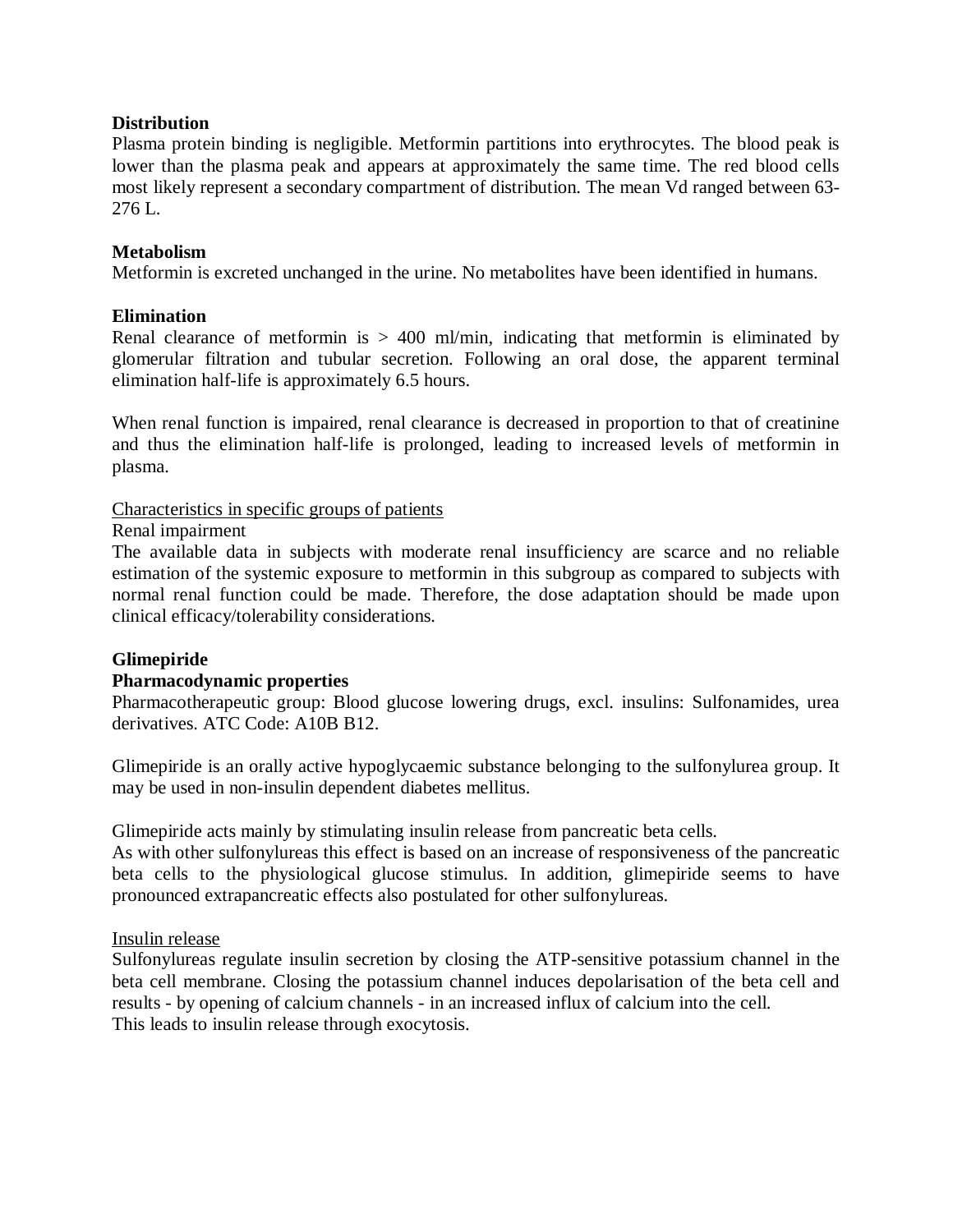**Distribution**

Plasma protein binding is negligible. Metformin partitions into erythrocytes. The blood peak is lower than the plasma peak and appears at approximately the same time. The red blood cells most likely represent a secondary compartment of distribution. The mean Vd ranged between 63-276 L.

**Metabolism**

Metformin is excreted unchanged in the urine. No metabolites have been identified in humans.

**Elimination**

Renal clearance of metformin is > 400 ml/min, indicating that metformin is eliminated by glomerular filtration and tubular secretion. Following an oral dose, the apparent terminal elimination half-life is approximately 6.5 hours.

When renal function is impaired, renal clearance is decreased in proportion to that of creatinine and thus the elimination half-life is prolonged, leading to increased levels of metformin in plasma.

Characteristics in specific groups of patients

Renal impairment

The available data in subjects with moderate renal insufficiency are scarce and no reliable estimation of the systemic exposure to metformin in this subgroup as compared to subjects with normal renal function could be made. Therefore, the dose adaptation should be made upon clinical efficacy/tolerability considerations.

**Glimepiride**

**Pharmacodynamic properties**

Pharmacotherapeutic group: Blood glucose lowering drugs, excl. insulins: Sulfonamides, urea derivatives. ATC Code: A10B B12.

Glimepiride is an orally active hypoglycaemic substance belonging to the sulfonylurea group. It may be used in non-insulin dependent diabetes mellitus.

Glimepiride acts mainly by stimulating insulin release from pancreatic beta cells.
As with other sulfonylureas this effect is based on an increase of responsiveness of the pancreatic beta cells to the physiological glucose stimulus. In addition, glimepiride seems to have pronounced extrapancreatic effects also postulated for other sulfonylureas.

Insulin release

Sulfonylureas regulate insulin secretion by closing the ATP-sensitive potassium channel in the beta cell membrane. Closing the potassium channel induces depolarisation of the beta cell and results - by opening of calcium channels - in an increased influx of calcium into the cell.
This leads to insulin release through exocytosis.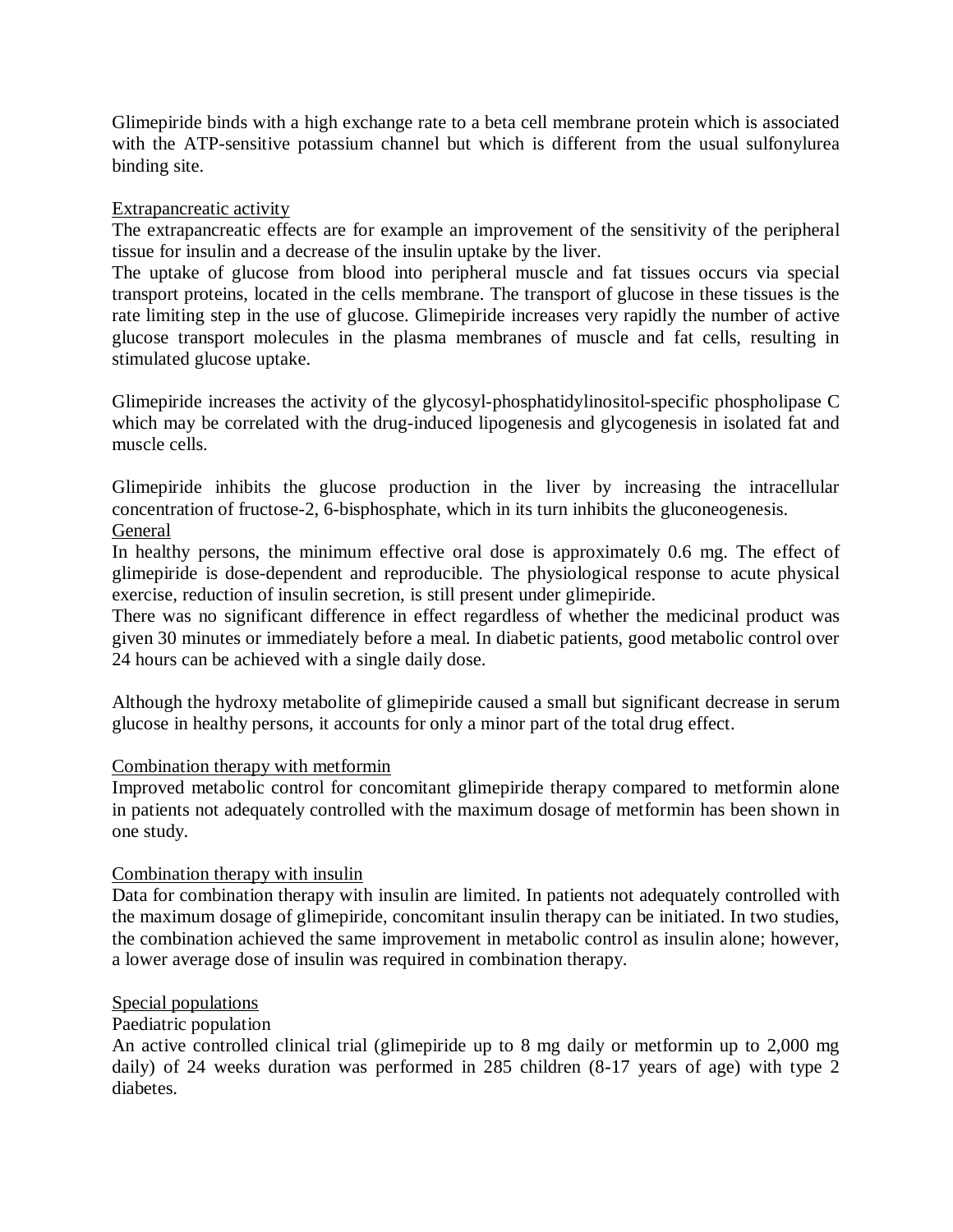Glimepiride binds with a high exchange rate to a beta cell membrane protein which is associated with the ATP-sensitive potassium channel but which is different from the usual sulfonylurea binding site.

Extrapancreatic activity

The extrapancreatic effects are for example an improvement of the sensitivity of the peripheral tissue for insulin and a decrease of the insulin uptake by the liver.

The uptake of glucose from blood into peripheral muscle and fat tissues occurs via special transport proteins, located in the cells membrane. The transport of glucose in these tissues is the rate limiting step in the use of glucose. Glimepiride increases very rapidly the number of active glucose transport molecules in the plasma membranes of muscle and fat cells, resulting in stimulated glucose uptake.

Glimepiride increases the activity of the glycosyl-phosphatidylinositol-specific phospholipase C which may be correlated with the drug-induced lipogenesis and glycogenesis in isolated fat and muscle cells.

Glimepiride inhibits the glucose production in the liver by increasing the intracellular concentration of fructose-2, 6-bisphosphate, which in its turn inhibits the gluconeogenesis.

General

In healthy persons, the minimum effective oral dose is approximately 0.6 mg. The effect of glimepiride is dose-dependent and reproducible. The physiological response to acute physical exercise, reduction of insulin secretion, is still present under glimepiride.

There was no significant difference in effect regardless of whether the medicinal product was given 30 minutes or immediately before a meal. In diabetic patients, good metabolic control over 24 hours can be achieved with a single daily dose.

Although the hydroxy metabolite of glimepiride caused a small but significant decrease in serum glucose in healthy persons, it accounts for only a minor part of the total drug effect.

Combination therapy with metformin

Improved metabolic control for concomitant glimepiride therapy compared to metformin alone in patients not adequately controlled with the maximum dosage of metformin has been shown in one study.

Combination therapy with insulin

Data for combination therapy with insulin are limited. In patients not adequately controlled with the maximum dosage of glimepiride, concomitant insulin therapy can be initiated. In two studies, the combination achieved the same improvement in metabolic control as insulin alone; however, a lower average dose of insulin was required in combination therapy.

Special populations

Paediatric population

An active controlled clinical trial (glimepiride up to 8 mg daily or metformin up to 2,000 mg daily) of 24 weeks duration was performed in 285 children (8-17 years of age) with type 2 diabetes.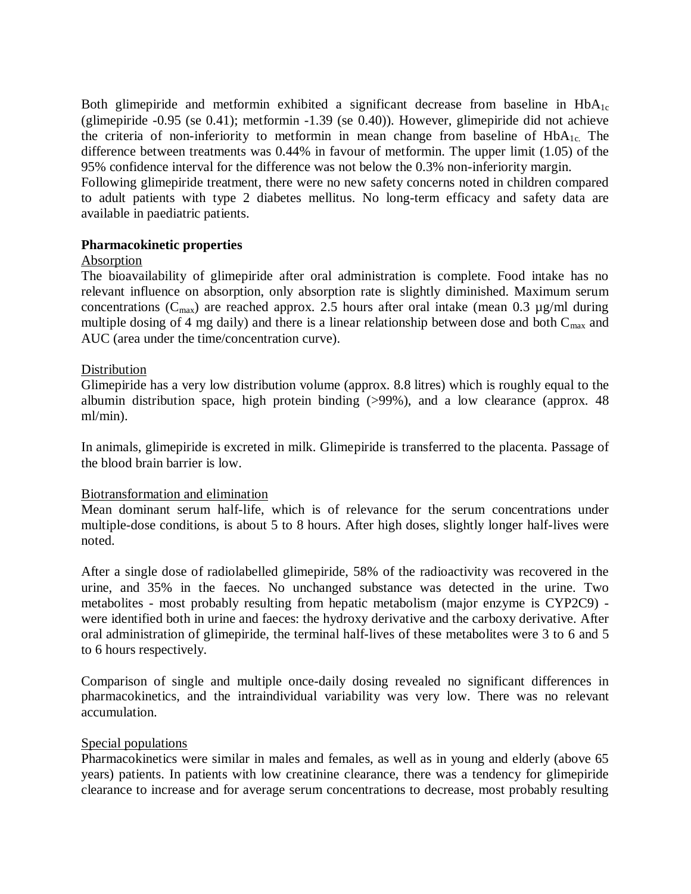Both glimepiride and metformin exhibited a significant decrease from baseline in $HbA_{1c}$ (glimepiride -0.95 (se 0.41); metformin -1.39 (se 0.40)). However, glimepiride did not achieve the criteria of non-inferiority to metformin in mean change from baseline of $HbA_{1c}$. The difference between treatments was 0.44% in favour of metformin. The upper limit (1.05) of the 95% confidence interval for the difference was not below the 0.3% non-inferiority margin.
Following glimepiride treatment, there were no new safety concerns noted in children compared to adult patients with type 2 diabetes mellitus. No long-term efficacy and safety data are available in paediatric patients.

**Pharmacokinetic properties**

Absorption

The bioavailability of glimepiride after oral administration is complete. Food intake has no relevant influence on absorption, only absorption rate is slightly diminished. Maximum serum concentrations ($C_{max}$) are reached approx. 2.5 hours after oral intake (mean 0.3 µg/ml during multiple dosing of 4 mg daily) and there is a linear relationship between dose and both $C_{max}$ and AUC (area under the time/concentration curve).

Distribution

Glimepiride has a very low distribution volume (approx. 8.8 litres) which is roughly equal to the albumin distribution space, high protein binding (>99%), and a low clearance (approx. 48 ml/min).

In animals, glimepiride is excreted in milk. Glimepiride is transferred to the placenta. Passage of the blood brain barrier is low.

Biotransformation and elimination

Mean dominant serum half-life, which is of relevance for the serum concentrations under multiple-dose conditions, is about 5 to 8 hours. After high doses, slightly longer half-lives were noted.

After a single dose of radiolabelled glimepiride, 58% of the radioactivity was recovered in the urine, and 35% in the faeces. No unchanged substance was detected in the urine. Two metabolites - most probably resulting from hepatic metabolism (major enzyme is CYP2C9) - were identified both in urine and faeces: the hydroxy derivative and the carboxy derivative. After oral administration of glimepiride, the terminal half-lives of these metabolites were 3 to 6 and 5 to 6 hours respectively.

Comparison of single and multiple once-daily dosing revealed no significant differences in pharmacokinetics, and the intraindividual variability was very low. There was no relevant accumulation.

Special populations

Pharmacokinetics were similar in males and females, as well as in young and elderly (above 65 years) patients. In patients with low creatinine clearance, there was a tendency for glimepiride clearance to increase and for average serum concentrations to decrease, most probably resulting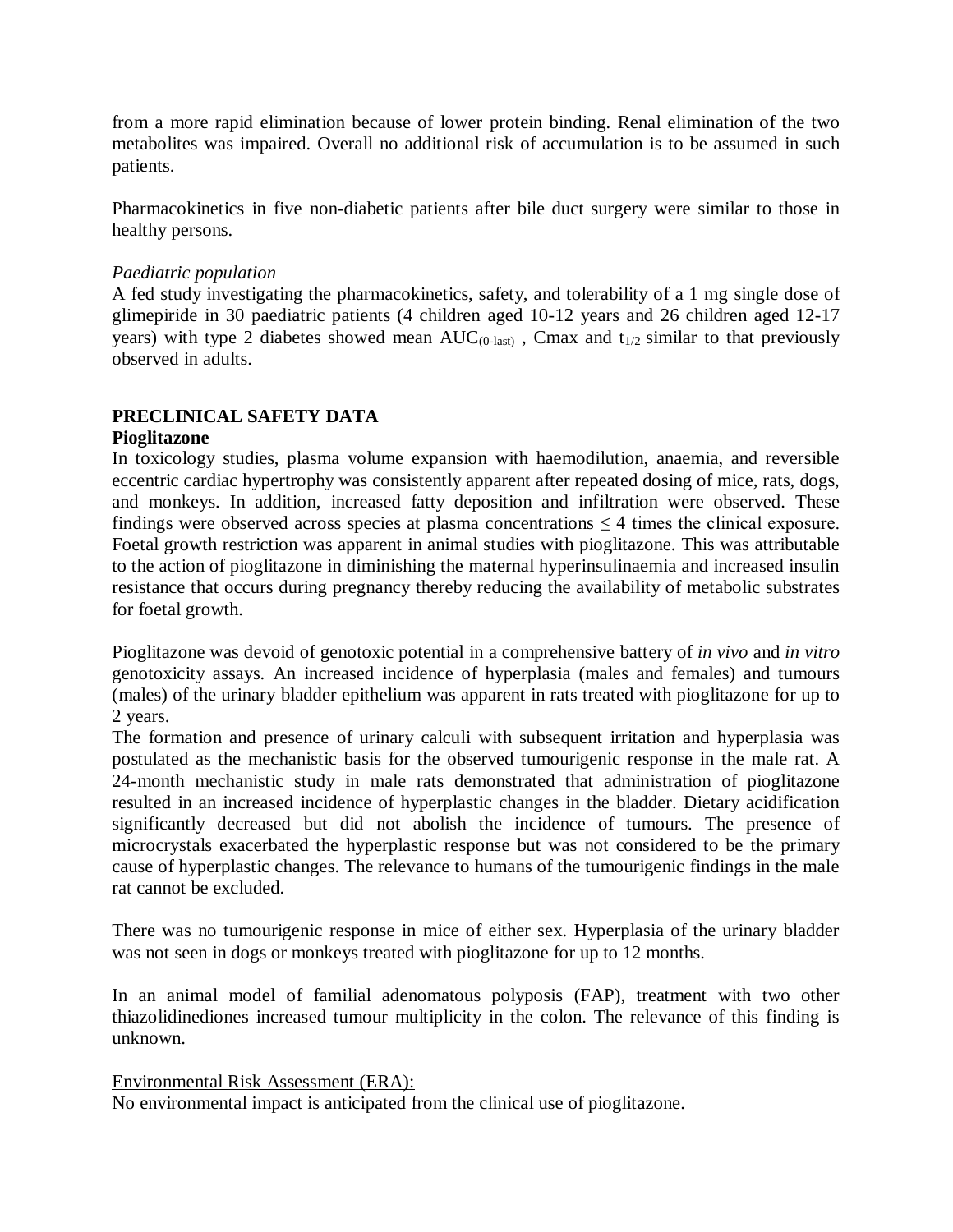from a more rapid elimination because of lower protein binding. Renal elimination of the two metabolites was impaired. Overall no additional risk of accumulation is to be assumed in such patients.

Pharmacokinetics in five non-diabetic patients after bile duct surgery were similar to those in healthy persons.

*Paediatric population*

A fed study investigating the pharmacokinetics, safety, and tolerability of a 1 mg single dose of glimepiride in 30 paediatric patients (4 children aged 10-12 years and 26 children aged 12-17 years) with type 2 diabetes showed mean $AUC_{(0\text{-last})}$ , Cmax and $t_{1/2}$ similar to that previously observed in adults.

## PRECLINICAL SAFETY DATA

**Pioglitazone**

In toxicology studies, plasma volume expansion with haemodilution, anaemia, and reversible eccentric cardiac hypertrophy was consistently apparent after repeated dosing of mice, rats, dogs, and monkeys. In addition, increased fatty deposition and infiltration were observed. These findings were observed across species at plasma concentrations $\leq 4$ times the clinical exposure. Foetal growth restriction was apparent in animal studies with pioglitazone. This was attributable to the action of pioglitazone in diminishing the maternal hyperinsulinaemia and increased insulin resistance that occurs during pregnancy thereby reducing the availability of metabolic substrates for foetal growth.

Pioglitazone was devoid of genotoxic potential in a comprehensive battery of *in vivo* and *in vitro* genotoxicity assays. An increased incidence of hyperplasia (males and females) and tumours (males) of the urinary bladder epithelium was apparent in rats treated with pioglitazone for up to 2 years.

The formation and presence of urinary calculi with subsequent irritation and hyperplasia was postulated as the mechanistic basis for the observed tumourigenic response in the male rat. A 24-month mechanistic study in male rats demonstrated that administration of pioglitazone resulted in an increased incidence of hyperplastic changes in the bladder. Dietary acidification significantly decreased but did not abolish the incidence of tumours. The presence of microcrystals exacerbated the hyperplastic response but was not considered to be the primary cause of hyperplastic changes. The relevance to humans of the tumourigenic findings in the male rat cannot be excluded.

There was no tumourigenic response in mice of either sex. Hyperplasia of the urinary bladder was not seen in dogs or monkeys treated with pioglitazone for up to 12 months.

In an animal model of familial adenomatous polyposis (FAP), treatment with two other thiazolidinediones increased tumour multiplicity in the colon. The relevance of this finding is unknown.

Environmental Risk Assessment (ERA):

No environmental impact is anticipated from the clinical use of pioglitazone.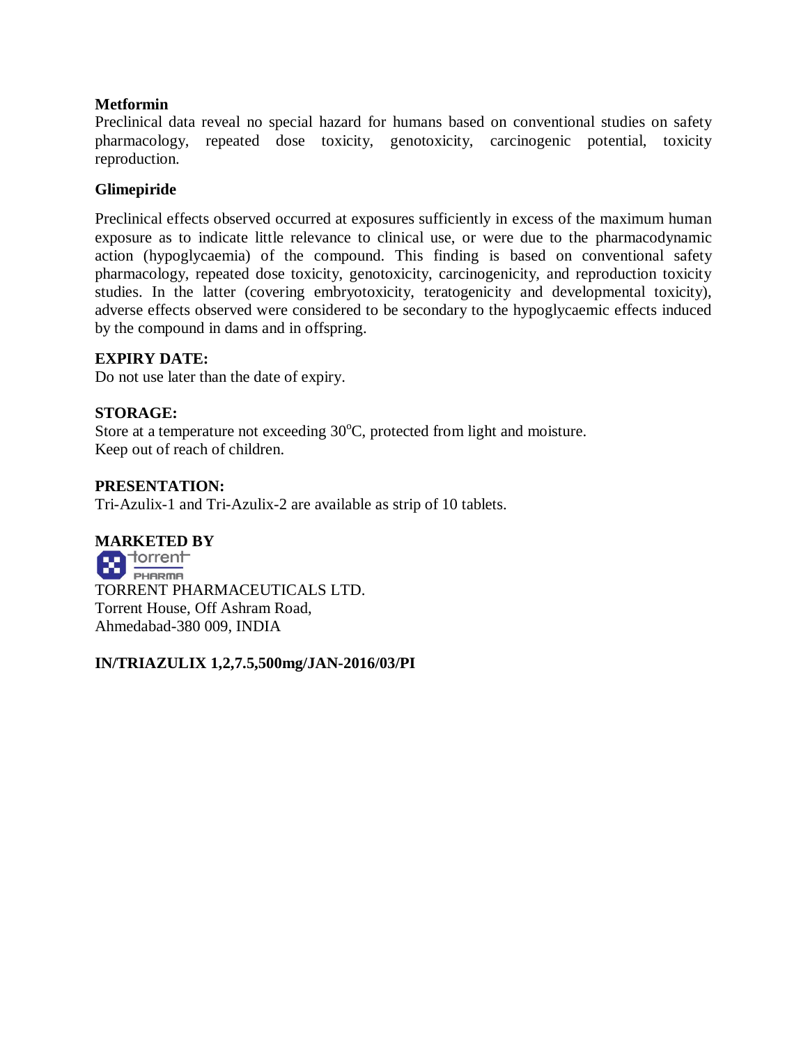**Metformin**

Preclinical data reveal no special hazard for humans based on conventional studies on safety pharmacology, repeated dose toxicity, genotoxicity, carcinogenic potential, toxicity reproduction.

**Glimepiride**

Preclinical effects observed occurred at exposures sufficiently in excess of the maximum human exposure as to indicate little relevance to clinical use, or were due to the pharmacodynamic action (hypoglycaemia) of the compound. This finding is based on conventional safety pharmacology, repeated dose toxicity, genotoxicity, carcinogenicity, and reproduction toxicity studies. In the latter (covering embryotoxicity, teratogenicity and developmental toxicity), adverse effects observed were considered to be secondary to the hypoglycaemic effects induced by the compound in dams and in offspring.

**EXPIRY DATE:**

Do not use later than the date of expiry.

**STORAGE:**

Store at a temperature not exceeding 30$^{o}$C, protected from light and moisture.
Keep out of reach of children.

**PRESENTATION:**

Tri-Azulix-1 and Tri-Azulix-2 are available as strip of 10 tablets.

**MARKETED BY**

torrent PHARMA

TORRENT PHARMACEUTICALS LTD.
Torrent House, Off Ashram Road,
Ahmedabad-380 009, INDIA

**IN/TRIAZULIX 1,2,7.5,500mg/JAN-2016/03/PI**